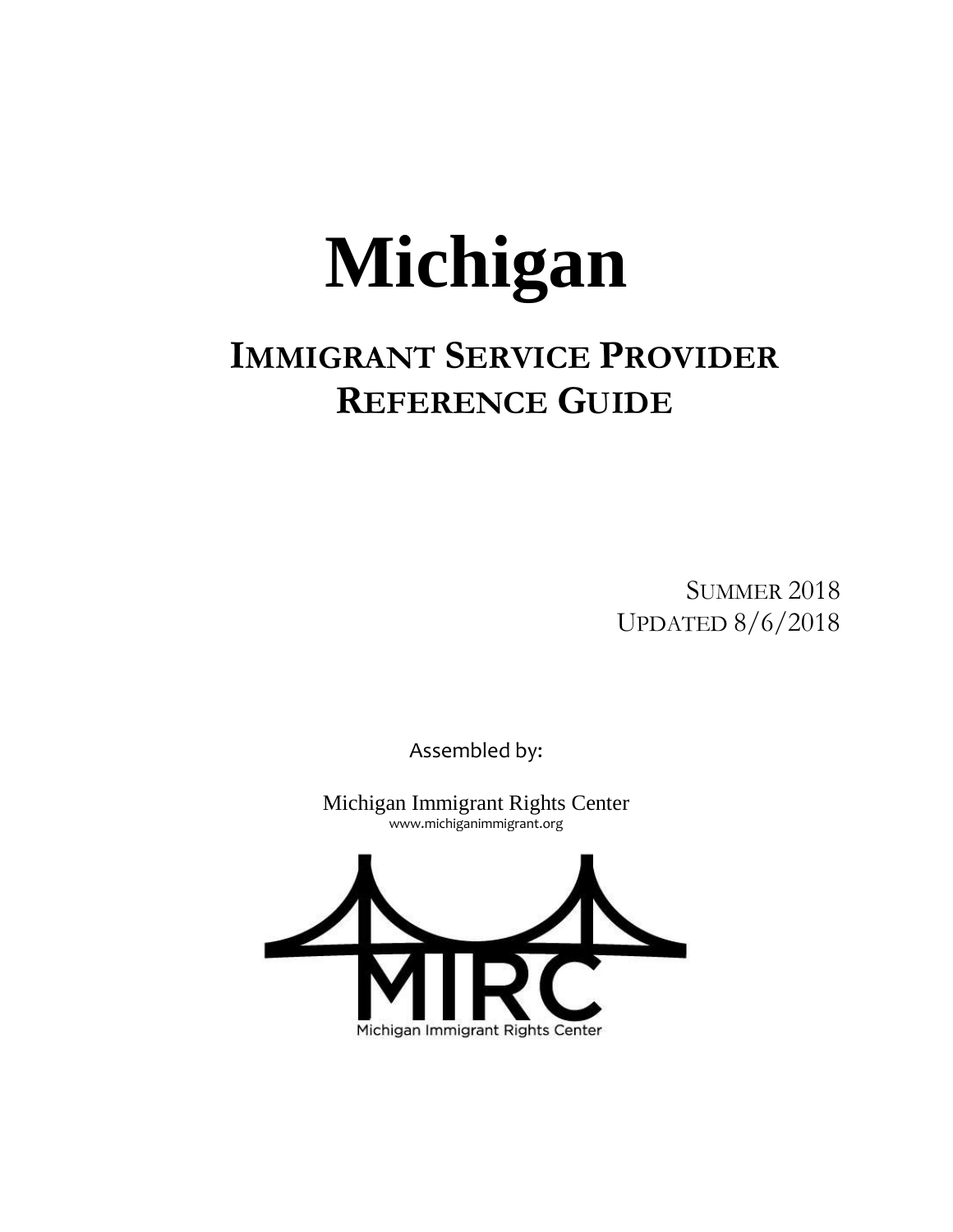# Michigan

## Immigrant Service Provider Reference Guide

Summer 2018
Updated 8/6/2018

Assembled by:

Michigan Immigrant Rights Center
www.michiganimmigrant.org

MIRC
Michigan Immigrant Rights Center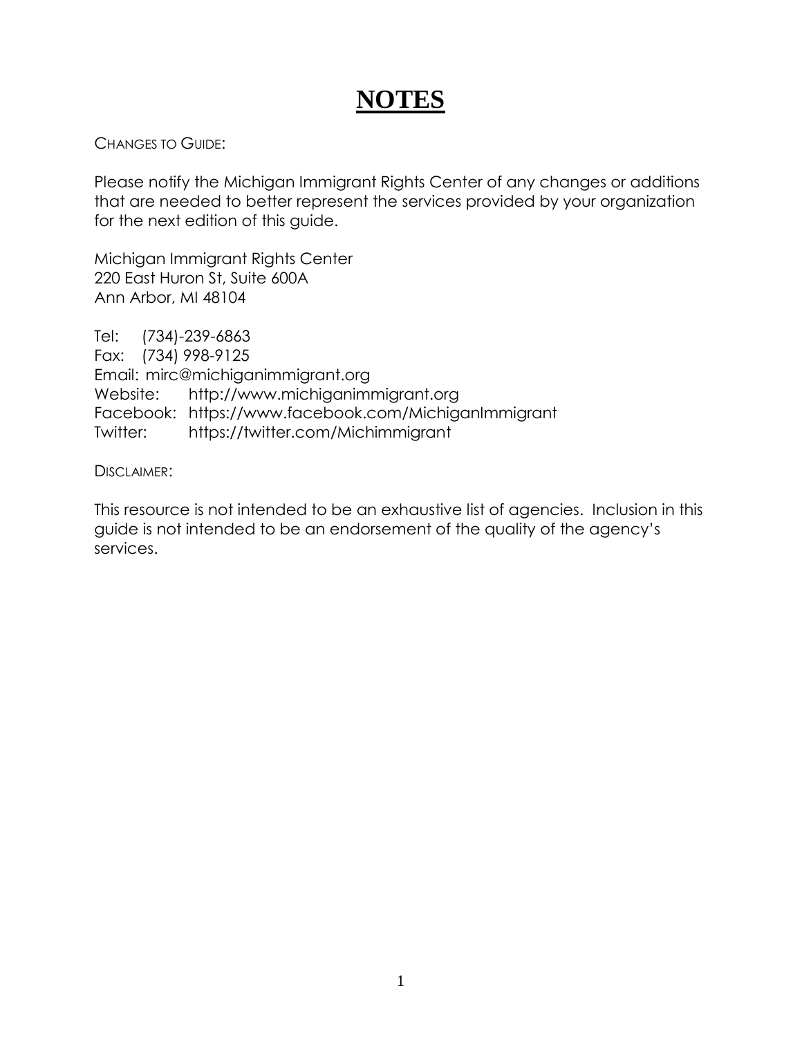# NOTES

CHANGES TO GUIDE:

Please notify the Michigan Immigrant Rights Center of any changes or additions that are needed to better represent the services provided by your organization for the next edition of this guide.

Michigan Immigrant Rights Center
220 East Huron St, Suite 600A
Ann Arbor, MI 48104

Tel: (734)-239-6863
Fax: (734) 998-9125
Email: mirc@michiganimmigrant.org
Website: http://www.michiganimmigrant.org
Facebook: https://www.facebook.com/MichiganImmigrant
Twitter: https://twitter.com/Michimmigrant

DISCLAIMER:

This resource is not intended to be an exhaustive list of agencies. Inclusion in this guide is not intended to be an endorsement of the quality of the agency's services.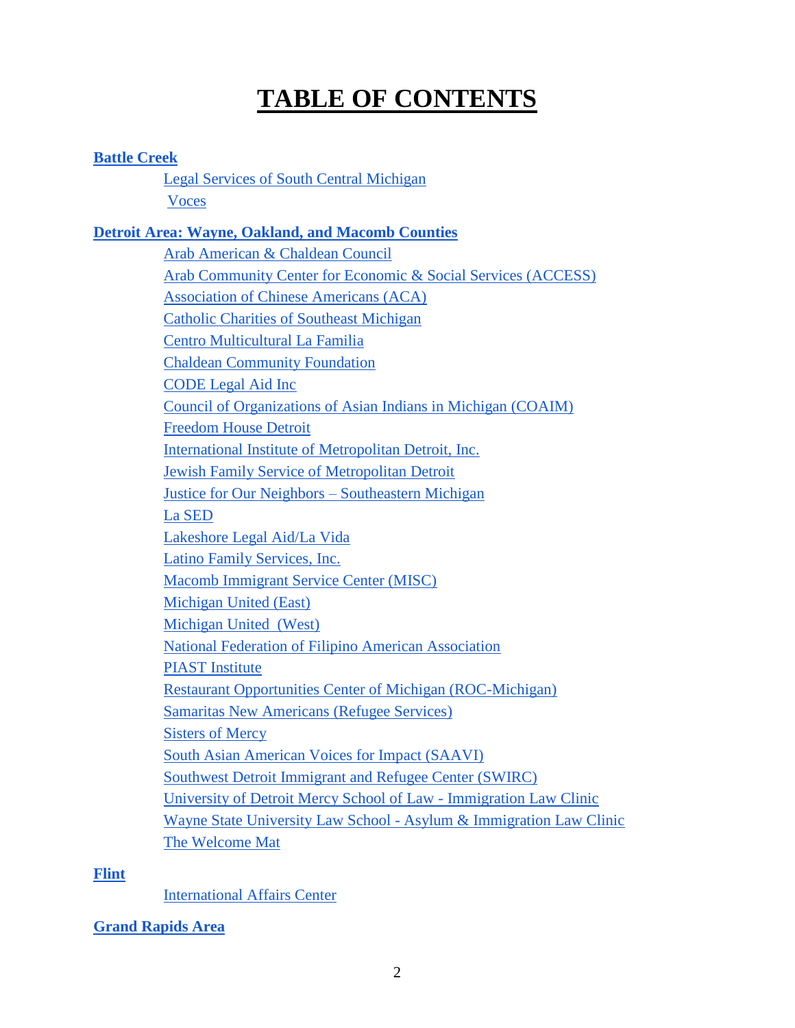# TABLE OF CONTENTS

**Battle Creek**

- Legal Services of South Central Michigan
- Voces

**Detroit Area: Wayne, Oakland, and Macomb Counties**

- Arab American & Chaldean Council
- Arab Community Center for Economic & Social Services (ACCESS)
- Association of Chinese Americans (ACA)
- Catholic Charities of Southeast Michigan
- Centro Multicultural La Familia
- Chaldean Community Foundation
- CODE Legal Aid Inc
- Council of Organizations of Asian Indians in Michigan (COAIM)
- Freedom House Detroit
- International Institute of Metropolitan Detroit, Inc.
- Jewish Family Service of Metropolitan Detroit
- Justice for Our Neighbors – Southeastern Michigan
- La SED
- Lakeshore Legal Aid/La Vida
- Latino Family Services, Inc.
- Macomb Immigrant Service Center (MISC)
- Michigan United (East)
- Michigan United (West)
- National Federation of Filipino American Association
- PIAST Institute
- Restaurant Opportunities Center of Michigan (ROC-Michigan)
- Samaritas New Americans (Refugee Services)
- Sisters of Mercy
- South Asian American Voices for Impact (SAAVI)
- Southwest Detroit Immigrant and Refugee Center (SWIRC)
- University of Detroit Mercy School of Law - Immigration Law Clinic
- Wayne State University Law School - Asylum & Immigration Law Clinic
- The Welcome Mat

**Flint**

- International Affairs Center

**Grand Rapids Area**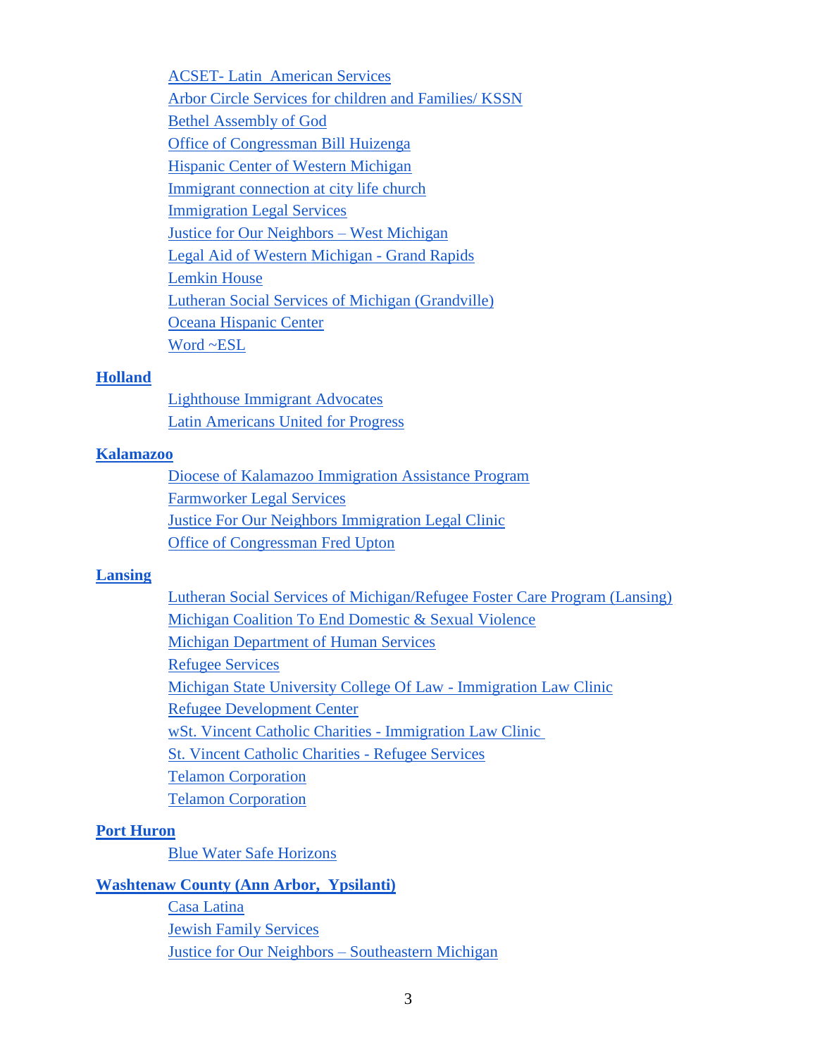- ACSET- Latin American Services
- Arbor Circle Services for children and Families/ KSSN
- Bethel Assembly of God
- Office of Congressman Bill Huizenga
- Hispanic Center of Western Michigan
- Immigrant connection at city life church
- Immigration Legal Services
- Justice for Our Neighbors – West Michigan
- Legal Aid of Western Michigan - Grand Rapids
- Lemkin House
- Lutheran Social Services of Michigan (Grandville)
- Oceana Hispanic Center
- Word ~ESL

**Holland**

- Lighthouse Immigrant Advocates
- Latin Americans United for Progress

**Kalamazoo**

- Diocese of Kalamazoo Immigration Assistance Program
- Farmworker Legal Services
- Justice For Our Neighbors Immigration Legal Clinic
- Office of Congressman Fred Upton

**Lansing**

- Lutheran Social Services of Michigan/Refugee Foster Care Program (Lansing)
- Michigan Coalition To End Domestic & Sexual Violence
- Michigan Department of Human Services
- Refugee Services
- Michigan State University College Of Law - Immigration Law Clinic
- Refugee Development Center
- wSt. Vincent Catholic Charities - Immigration Law Clinic
- St. Vincent Catholic Charities - Refugee Services
- Telamon Corporation
- Telamon Corporation

**Port Huron**

- Blue Water Safe Horizons

**Washtenaw County (Ann Arbor, Ypsilanti)**

- Casa Latina
- Jewish Family Services
- Justice for Our Neighbors – Southeastern Michigan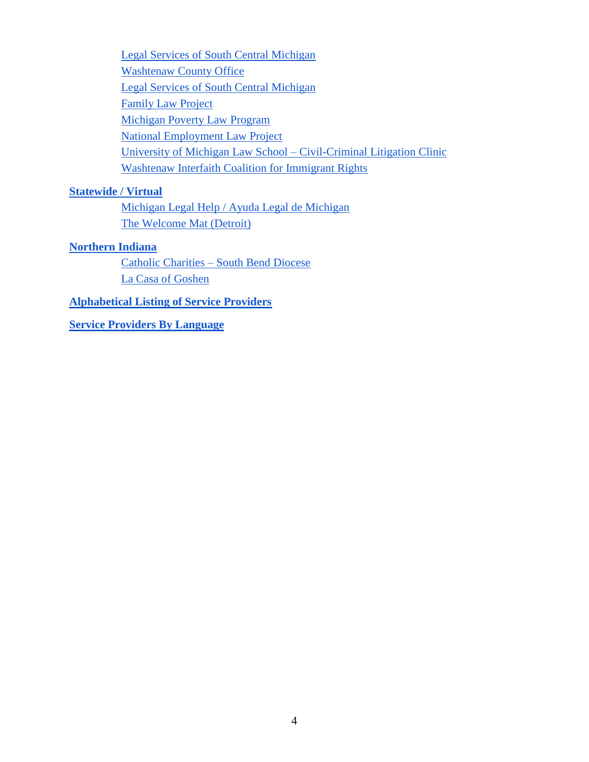- Legal Services of South Central Michigan
- Washtenaw County Office
- Legal Services of South Central Michigan
- Family Law Project
- Michigan Poverty Law Program
- National Employment Law Project
- University of Michigan Law School – Civil-Criminal Litigation Clinic
- Washtenaw Interfaith Coalition for Immigrant Rights

**Statewide / Virtual**

- Michigan Legal Help / Ayuda Legal de Michigan
- The Welcome Mat (Detroit)

**Northern Indiana**

- Catholic Charities – South Bend Diocese
- La Casa of Goshen

**Alphabetical Listing of Service Providers**

**Service Providers By Language**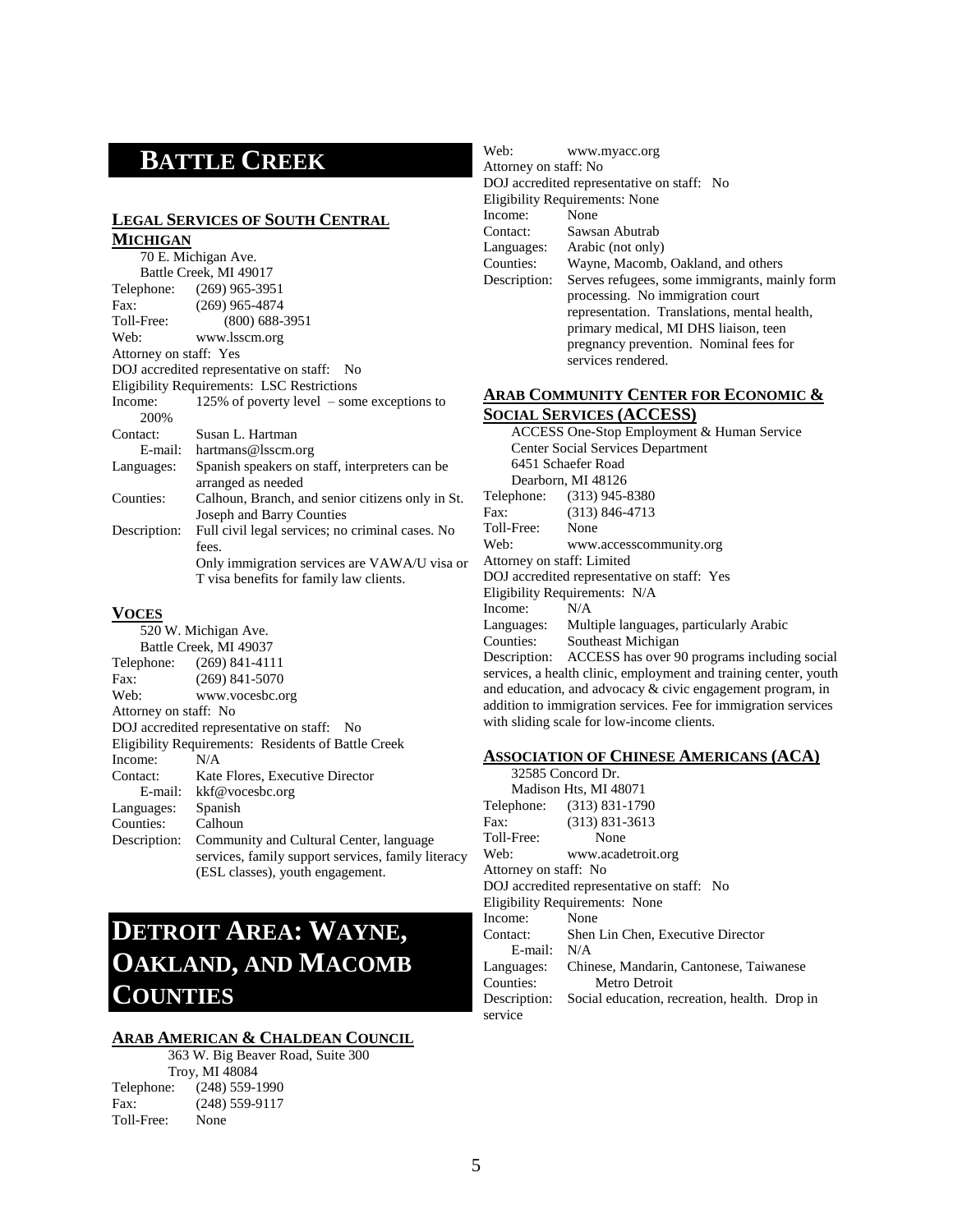# BATTLE CREEK

### LEGAL SERVICES OF SOUTH CENTRAL MICHIGAN

70 E. Michigan Ave.
Battle Creek, MI 49017

Telephone: (269) 965-3951
Fax: (269) 965-4874
Toll-Free: (800) 688-3951
Web: www.lsscm.org
Attorney on staff: Yes
DOJ accredited representative on staff: No
Eligibility Requirements: LSC Restrictions
Income: 125% of poverty level – some exceptions to 200%
Contact: Susan L. Hartman
E-mail: hartmans@lsscm.org
Languages: Spanish speakers on staff, interpreters can be arranged as needed
Counties: Calhoun, Branch, and senior citizens only in St. Joseph and Barry Counties
Description: Full civil legal services; no criminal cases. No fees.
Only immigration services are VAWA/U visa or T visa benefits for family law clients.

### VOCES

520 W. Michigan Ave.
Battle Creek, MI 49037

Telephone: (269) 841-4111
Fax: (269) 841-5070
Web: www.vocesbc.org
Attorney on staff: No
DOJ accredited representative on staff: No
Eligibility Requirements: Residents of Battle Creek
Income: N/A
Contact: Kate Flores, Executive Director
E-mail: kkf@vocesbc.org
Languages: Spanish
Counties: Calhoun
Description: Community and Cultural Center, language services, family support services, family literacy (ESL classes), youth engagement.

# DETROIT AREA: WAYNE, OAKLAND, AND MACOMB COUNTIES

### ARAB AMERICAN & CHALDEAN COUNCIL

363 W. Big Beaver Road, Suite 300
Troy, MI 48084

Telephone: (248) 559-1990
Fax: (248) 559-9117
Toll-Free: None
Web: www.myacc.org
Attorney on staff: No
DOJ accredited representative on staff: No
Eligibility Requirements: None
Income: None
Contact: Sawsan Abutrab
Languages: Arabic (not only)
Counties: Wayne, Macomb, Oakland, and others
Description: Serves refugees, some immigrants, mainly form processing. No immigration court representation. Translations, mental health, primary medical, MI DHS liaison, teen pregnancy prevention. Nominal fees for services rendered.

### ARAB COMMUNITY CENTER FOR ECONOMIC & SOCIAL SERVICES (ACCESS)

ACCESS One-Stop Employment & Human Service Center Social Services Department
6451 Schaefer Road
Dearborn, MI 48126

Telephone: (313) 945-8380
Fax: (313) 846-4713
Toll-Free: None
Web: www.accesscommunity.org
Attorney on staff: Limited
DOJ accredited representative on staff: Yes
Eligibility Requirements: N/A
Income: N/A
Languages: Multiple languages, particularly Arabic
Counties: Southeast Michigan
Description: ACCESS has over 90 programs including social services, a health clinic, employment and training center, youth and education, and advocacy & civic engagement program, in addition to immigration services. Fee for immigration services with sliding scale for low-income clients.

### ASSOCIATION OF CHINESE AMERICANS (ACA)

32585 Concord Dr.
Madison Hts, MI 48071

Telephone: (313) 831-1790
Fax: (313) 831-3613
Toll-Free: None
Web: www.acadetroit.org
Attorney on staff: No
DOJ accredited representative on staff: No
Eligibility Requirements: None
Income: None
Contact: Shen Lin Chen, Executive Director
E-mail: N/A
Languages: Chinese, Mandarin, Cantonese, Taiwanese
Counties: Metro Detroit
Description: Social education, recreation, health. Drop in service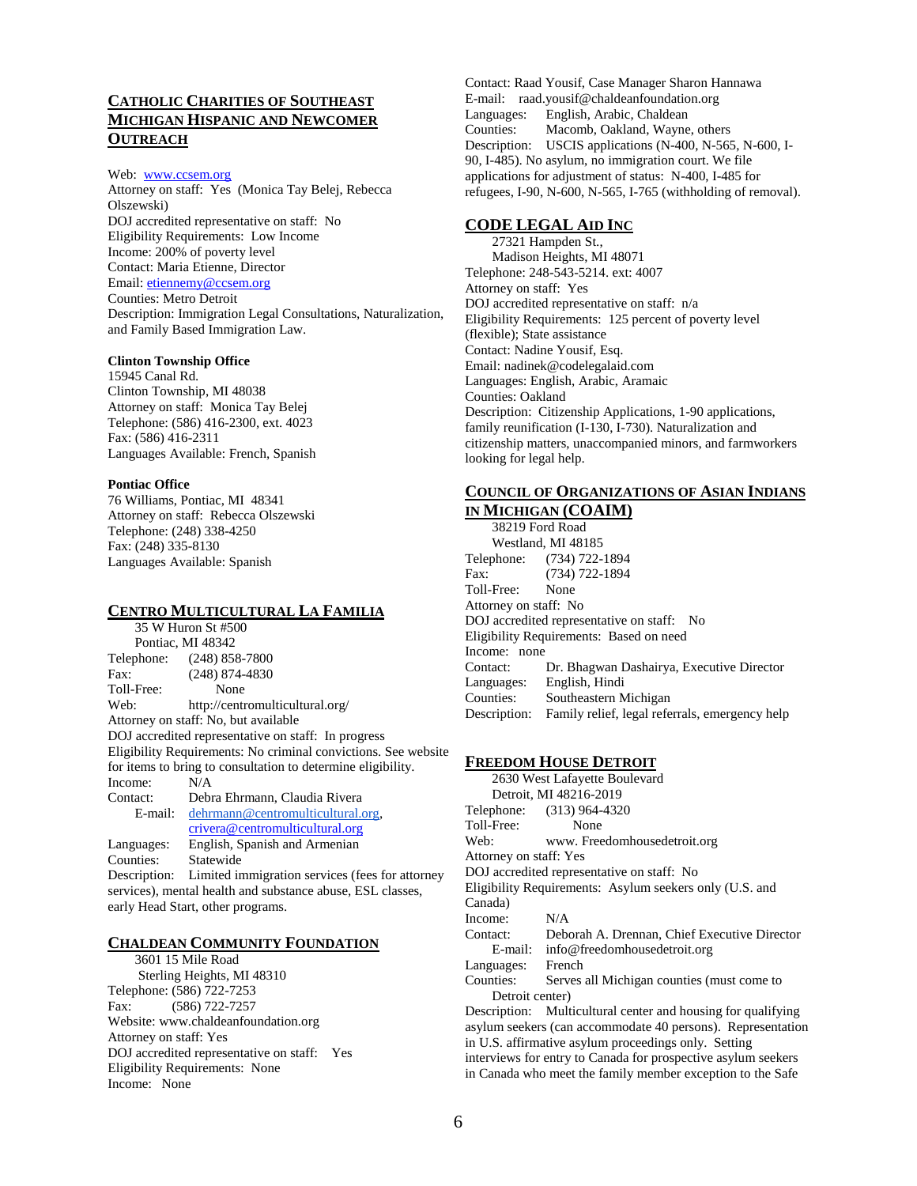## Catholic Charities of Southeast Michigan Hispanic and Newcomer Outreach

Web: www.ccsem.org
Attorney on staff: Yes (Monica Tay Belej, Rebecca Olszewski)
DOJ accredited representative on staff: No
Eligibility Requirements: Low Income
Income: 200% of poverty level
Contact: Maria Etienne, Director
Email: etiennemy@ccsem.org
Counties: Metro Detroit
Description: Immigration Legal Consultations, Naturalization, and Family Based Immigration Law.

**Clinton Township Office**
15945 Canal Rd.
Clinton Township, MI 48038
Attorney on staff: Monica Tay Belej
Telephone: (586) 416-2300, ext. 4023
Fax: (586) 416-2311
Languages Available: French, Spanish

**Pontiac Office**
76 Williams, Pontiac, MI 48341
Attorney on staff: Rebecca Olszewski
Telephone: (248) 338-4250
Fax: (248) 335-8130
Languages Available: Spanish

## Centro Multicultural La Familia

35 W Huron St #500
Pontiac, MI 48342
Telephone: (248) 858-7800
Fax: (248) 874-4830
Toll-Free: None
Web: http://centromulticultural.org/
Attorney on staff: No, but available
DOJ accredited representative on staff: In progress
Eligibility Requirements: No criminal convictions. See website for items to bring to consultation to determine eligibility.
Income: N/A
Contact: Debra Ehrmann, Claudia Rivera
E-mail: dehrmann@centromulticultural.org, crivera@centromulticultural.org
Languages: English, Spanish and Armenian
Counties: Statewide
Description: Limited immigration services (fees for attorney services), mental health and substance abuse, ESL classes, early Head Start, other programs.

## Chaldean Community Foundation

3601 15 Mile Road
Sterling Heights, MI 48310
Telephone: (586) 722-7253
Fax: (586) 722-7257
Website: www.chaldeanfoundation.org
Attorney on staff: Yes
DOJ accredited representative on staff: Yes
Eligibility Requirements: None
Income: None
Contact: Raad Yousif, Case Manager Sharon Hannawa
E-mail: raad.yousif@chaldeanfoundation.org
Languages: English, Arabic, Chaldean
Counties: Macomb, Oakland, Wayne, others
Description: USCIS applications (N-400, N-565, N-600, I-90, I-485). No asylum, no immigration court. We file applications for adjustment of status: N-400, I-485 for refugees, I-90, N-600, N-565, I-765 (withholding of removal).

## Code Legal Aid Inc

27321 Hampden St.,
Madison Heights, MI 48071
Telephone: 248-543-5214. ext: 4007
Attorney on staff: Yes
DOJ accredited representative on staff: n/a
Eligibility Requirements: 125 percent of poverty level (flexible); State assistance
Contact: Nadine Yousif, Esq.
Email: nadinek@codelegalaid.com
Languages: English, Arabic, Aramaic
Counties: Oakland
Description: Citizenship Applications, 1-90 applications, family reunification (I-130, I-730). Naturalization and citizenship matters, unaccompanied minors, and farmworkers looking for legal help.

## Council of Organizations of Asian Indians in Michigan (COAIM)

38219 Ford Road
Westland, MI 48185
Telephone: (734) 722-1894
Fax: (734) 722-1894
Toll-Free: None
Attorney on staff: No
DOJ accredited representative on staff: No
Eligibility Requirements: Based on need
Income: none
Contact: Dr. Bhagwan Dashairya, Executive Director
Languages: English, Hindi
Counties: Southeastern Michigan
Description: Family relief, legal referrals, emergency help

## Freedom House Detroit

2630 West Lafayette Boulevard
Detroit, MI 48216-2019
Telephone: (313) 964-4320
Toll-Free: None
Web: www. Freedomhousedetroit.org
Attorney on staff: Yes
DOJ accredited representative on staff: No
Eligibility Requirements: Asylum seekers only (U.S. and Canada)
Income: N/A
Contact: Deborah A. Drennan, Chief Executive Director
E-mail: info@freedomhousedetroit.org
Languages: French
Counties: Serves all Michigan counties (must come to Detroit center)
Description: Multicultural center and housing for qualifying asylum seekers (can accommodate 40 persons). Representation in U.S. affirmative asylum proceedings only. Setting interviews for entry to Canada for prospective asylum seekers in Canada who meet the family member exception to the Safe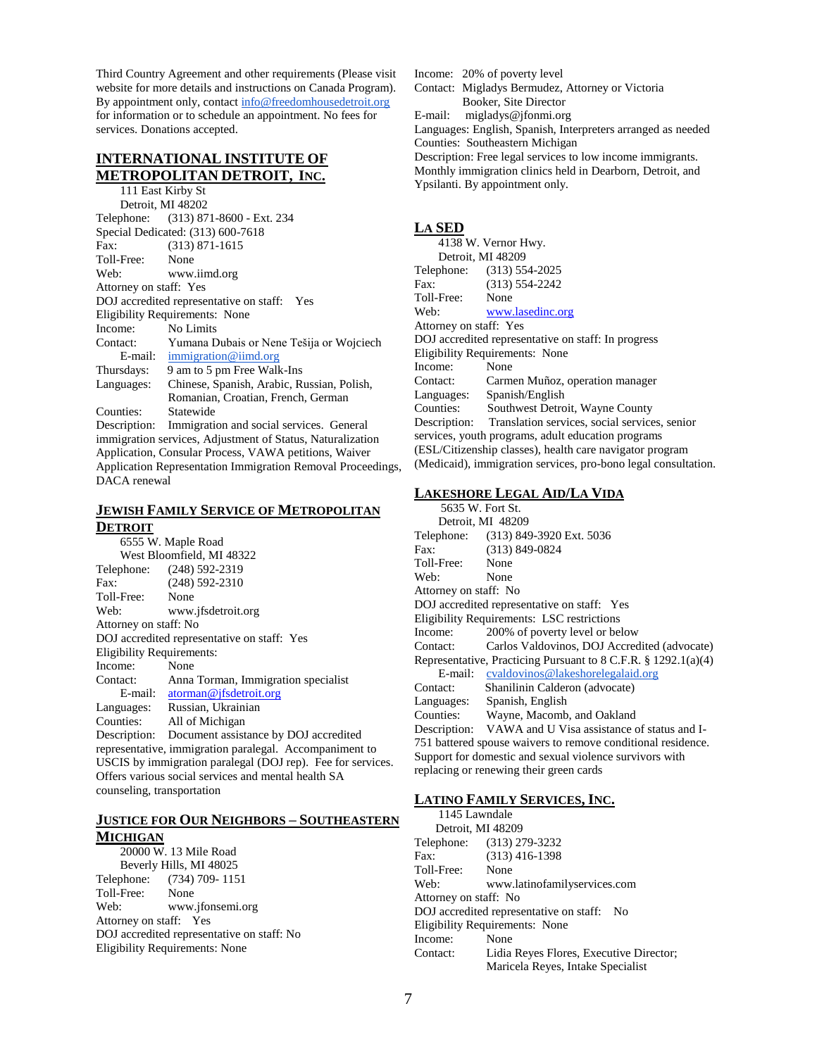Third Country Agreement and other requirements (Please visit website for more details and instructions on Canada Program). By appointment only, contact info@freedomhousedetroit.org for information or to schedule an appointment. No fees for services. Donations accepted.

## INTERNATIONAL INSTITUTE OF METROPOLITAN DETROIT, INC.

111 East Kirby St
Detroit, MI 48202
Telephone: (313) 871-8600 - Ext. 234
Special Dedicated: (313) 600-7618
Fax: (313) 871-1615
Toll-Free: None
Web: www.iimd.org
Attorney on staff: Yes
DOJ accredited representative on staff: Yes
Eligibility Requirements: None
Income: No Limits
Contact: Yumana Dubais or Nene Tešija or Wojciech
E-mail: immigration@iimd.org
Thursdays: 9 am to 5 pm Free Walk-Ins
Languages: Chinese, Spanish, Arabic, Russian, Polish, Romanian, Croatian, French, German
Counties: Statewide
Description: Immigration and social services. General immigration services, Adjustment of Status, Naturalization Application, Consular Process, VAWA petitions, Waiver Application Representation Immigration Removal Proceedings, DACA renewal

## JEWISH FAMILY SERVICE OF METROPOLITAN DETROIT

6555 W. Maple Road
West Bloomfield, MI 48322
Telephone: (248) 592-2319
Fax: (248) 592-2310
Toll-Free: None
Web: www.jfsdetroit.org
Attorney on staff: No
DOJ accredited representative on staff: Yes
Eligibility Requirements:
Income: None
Contact: Anna Torman, Immigration specialist
E-mail: atorman@jfsdetroit.org
Languages: Russian, Ukrainian
Counties: All of Michigan
Description: Document assistance by DOJ accredited representative, immigration paralegal. Accompaniment to USCIS by immigration paralegal (DOJ rep). Fee for services. Offers various social services and mental health SA counseling, transportation

## JUSTICE FOR OUR NEIGHBORS – SOUTHEASTERN MICHIGAN

20000 W. 13 Mile Road
Beverly Hills, MI 48025
Telephone: (734) 709- 1151
Toll-Free: None
Web: www.jfonsemi.org
Attorney on staff: Yes
DOJ accredited representative on staff: No
Eligibility Requirements: None
Income: 20% of poverty level
Contact: Migladys Bermudez, Attorney or Victoria Booker, Site Director
E-mail: migladys@jfonmi.org
Languages: English, Spanish, Interpreters arranged as needed
Counties: Southeastern Michigan
Description: Free legal services to low income immigrants. Monthly immigration clinics held in Dearborn, Detroit, and Ypsilanti. By appointment only.

## LA SED

4138 W. Vernor Hwy.
Detroit, MI 48209
Telephone: (313) 554-2025
Fax: (313) 554-2242
Toll-Free: None
Web: www.lasedinc.org
Attorney on staff: Yes
DOJ accredited representative on staff: In progress
Eligibility Requirements: None
Income: None
Contact: Carmen Muñoz, operation manager
Languages: Spanish/English
Counties: Southwest Detroit, Wayne County
Description: Translation services, social services, senior services, youth programs, adult education programs (ESL/Citizenship classes), health care navigator program (Medicaid), immigration services, pro-bono legal consultation.

## LAKESHORE LEGAL AID/LA VIDA

5635 W. Fort St.
Detroit, MI 48209
Telephone: (313) 849-3920 Ext. 5036
Fax: (313) 849-0824
Toll-Free: None
Web: None
Attorney on staff: No
DOJ accredited representative on staff: Yes
Eligibility Requirements: LSC restrictions
Income: 200% of poverty level or below
Contact: Carlos Valdovinos, DOJ Accredited (advocate) Representative, Practicing Pursuant to 8 C.F.R. § 1292.1(a)(4)
E-mail: cvaldovinos@lakeshorelegalaid.org
Contact: Shanilinin Calderon (advocate)
Languages: Spanish, English
Counties: Wayne, Macomb, and Oakland
Description: VAWA and U Visa assistance of status and I-751 battered spouse waivers to remove conditional residence. Support for domestic and sexual violence survivors with replacing or renewing their green cards

## LATINO FAMILY SERVICES, INC.

1145 Lawndale
Detroit, MI 48209
Telephone: (313) 279-3232
Fax: (313) 416-1398
Toll-Free: None
Web: www.latinofamilyservices.com
Attorney on staff: No
DOJ accredited representative on staff: No
Eligibility Requirements: None
Income: None
Contact: Lidia Reyes Flores, Executive Director; Maricela Reyes, Intake Specialist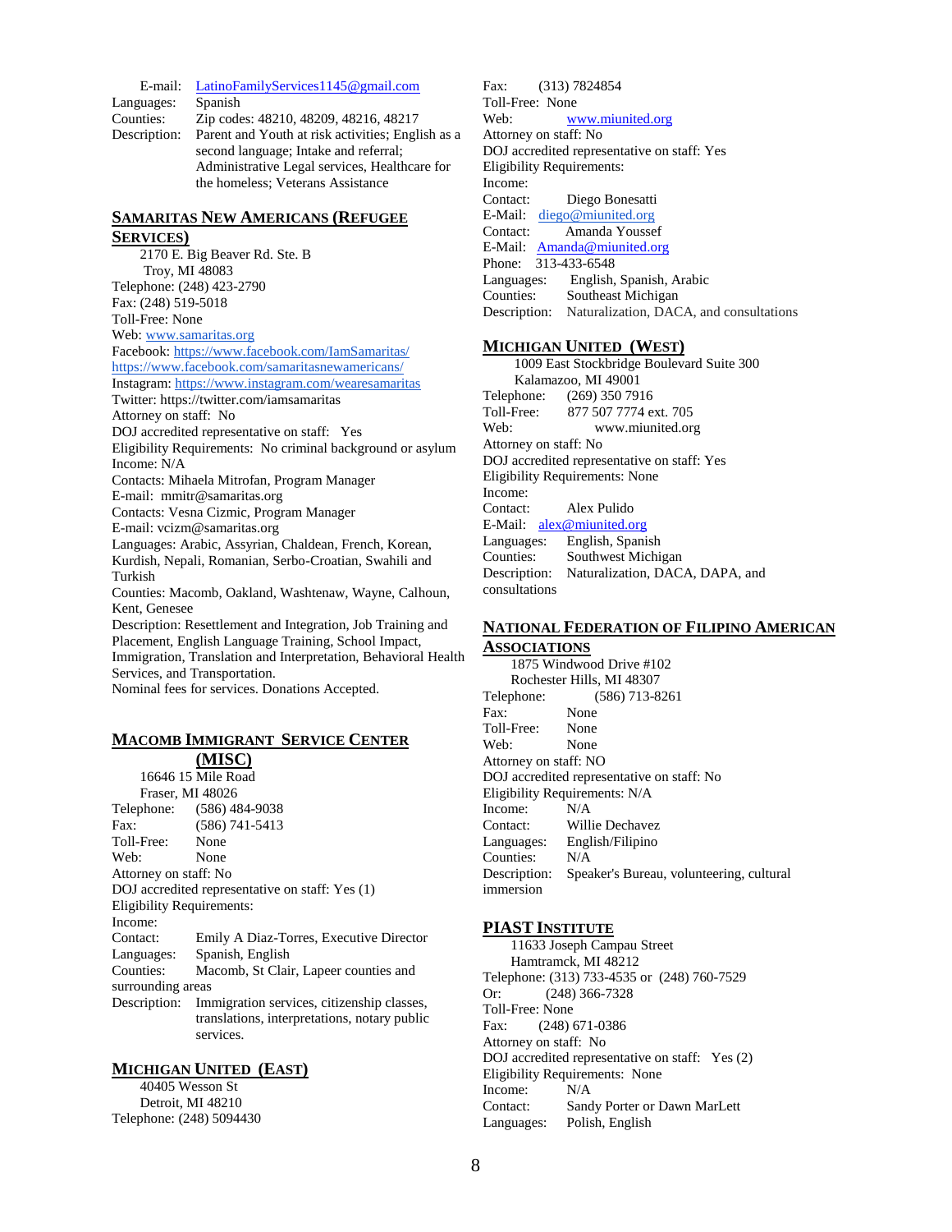E-mail: LatinoFamilyServices1145@gmail.com
Languages: Spanish
Counties: Zip codes: 48210, 48209, 48216, 48217
Description: Parent and Youth at risk activities; English as a second language; Intake and referral; Administrative Legal services, Healthcare for the homeless; Veterans Assistance

## SAMARITAS NEW AMERICANS (REFUGEE SERVICES)

2170 E. Big Beaver Rd. Ste. B
Troy, MI 48083
Telephone: (248) 423-2790
Fax: (248) 519-5018
Toll-Free: None
Web: www.samaritas.org
Facebook: https://www.facebook.com/IamSamaritas/
https://www.facebook.com/samaritasnewamericans/
Instagram: https://www.instagram.com/wearesamaritas
Twitter: https://twitter.com/iamsamaritas
Attorney on staff: No
DOJ accredited representative on staff: Yes
Eligibility Requirements: No criminal background or asylum
Income: N/A
Contacts: Mihaela Mitrofan, Program Manager
E-mail: mmitr@samaritas.org
Contacts: Vesna Cizmic, Program Manager
E-mail: vcizm@samaritas.org
Languages: Arabic, Assyrian, Chaldean, French, Korean, Kurdish, Nepali, Romanian, Serbo-Croatian, Swahili and Turkish
Counties: Macomb, Oakland, Washtenaw, Wayne, Calhoun, Kent, Genesee
Description: Resettlement and Integration, Job Training and Placement, English Language Training, School Impact, Immigration, Translation and Interpretation, Behavioral Health Services, and Transportation.
Nominal fees for services. Donations Accepted.

## MACOMB IMMIGRANT SERVICE CENTER (MISC)

16646 15 Mile Road
Fraser, MI 48026
Telephone: (586) 484-9038
Fax: (586) 741-5413
Toll-Free: None
Web: None
Attorney on staff: No
DOJ accredited representative on staff: Yes (1)
Eligibility Requirements:
Income:
Contact: Emily A Diaz-Torres, Executive Director
Languages: Spanish, English
Counties: Macomb, St Clair, Lapeer counties and surrounding areas
Description: Immigration services, citizenship classes, translations, interpretations, notary public services.

## MICHIGAN UNITED (EAST)

40405 Wesson St
Detroit, MI 48210
Telephone: (248) 5094430
Fax: (313) 7824854
Toll-Free: None
Web: www.miunited.org
Attorney on staff: No
DOJ accredited representative on staff: Yes
Eligibility Requirements:
Income:
Contact: Diego Bonesatti
E-Mail: diego@miunited.org
Contact: Amanda Youssef
E-Mail: Amanda@miunited.org
Phone: 313-433-6548
Languages: English, Spanish, Arabic
Counties: Southeast Michigan
Description: Naturalization, DACA, and consultations

## MICHIGAN UNITED (WEST)

1009 East Stockbridge Boulevard Suite 300
Kalamazoo, MI 49001
Telephone: (269) 350 7916
Toll-Free: 877 507 7774 ext. 705
Web: www.miunited.org
Attorney on staff: No
DOJ accredited representative on staff: Yes
Eligibility Requirements: None
Income:
Contact: Alex Pulido
E-Mail: alex@miunited.org
Languages: English, Spanish
Counties: Southwest Michigan
Description: Naturalization, DACA, DAPA, and consultations

## NATIONAL FEDERATION OF FILIPINO AMERICAN ASSOCIATIONS

1875 Windwood Drive #102
Rochester Hills, MI 48307
Telephone: (586) 713-8261
Fax: None
Toll-Free: None
Web: None
Attorney on staff: NO
DOJ accredited representative on staff: No
Eligibility Requirements: N/A
Income: N/A
Contact: Willie Dechavez
Languages: English/Filipino
Counties: N/A
Description: Speaker's Bureau, volunteering, cultural immersion

## PIAST INSTITUTE

11633 Joseph Campau Street
Hamtramck, MI 48212
Telephone: (313) 733-4535 or (248) 760-7529
Or: (248) 366-7328
Toll-Free: None
Fax: (248) 671-0386
Attorney on staff: No
DOJ accredited representative on staff: Yes (2)
Eligibility Requirements: None
Income: N/A
Contact: Sandy Porter or Dawn MarLett
Languages: Polish, English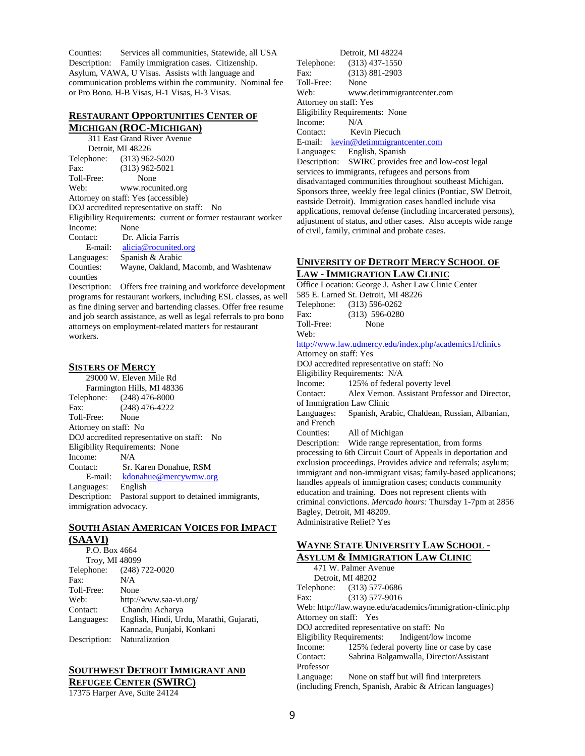Counties: Services all communities, Statewide, all USA
Description: Family immigration cases. Citizenship. Asylum, VAWA, U Visas. Assists with language and communication problems within the community. Nominal fee or Pro Bono. H-B Visas, H-1 Visas, H-3 Visas.

## Restaurant Opportunities Center of Michigan (ROC-Michigan)

311 East Grand River Avenue
Detroit, MI 48226
Telephone: (313) 962-5020
Fax: (313) 962-5021
Toll-Free: None
Web: www.rocunited.org
Attorney on staff: Yes (accessible)
DOJ accredited representative on staff: No
Eligibility Requirements: current or former restaurant worker
Income: None
Contact: Dr. Alicia Farris
E-mail: alicia@rocunited.org
Languages: Spanish & Arabic
Counties: Wayne, Oakland, Macomb, and Washtenaw counties
Description: Offers free training and workforce development programs for restaurant workers, including ESL classes, as well as fine dining server and bartending classes. Offer free resume and job search assistance, as well as legal referrals to pro bono attorneys on employment-related matters for restaurant workers.

## Sisters of Mercy

29000 W. Eleven Mile Rd
Farmington Hills, MI 48336
Telephone: (248) 476-8000
Fax: (248) 476-4222
Toll-Free: None
Attorney on staff: No
DOJ accredited representative on staff: No
Eligibility Requirements: None
Income: N/A
Contact: Sr. Karen Donahue, RSM
E-mail: kdonahue@mercywmw.org
Languages: English
Description: Pastoral support to detained immigrants, immigration advocacy.

## South Asian American Voices for Impact (SAAVI)

P.O. Box 4664
Troy, MI 48099
Telephone: (248) 722-0020
Fax: N/A
Toll-Free: None
Web: http://www.saa-vi.org/
Contact: Chandru Acharya
Languages: English, Hindi, Urdu, Marathi, Gujarati, Kannada, Punjabi, Konkani
Description: Naturalization

## Southwest Detroit Immigrant and Refugee Center (SWIRC)

17375 Harper Ave, Suite 24124
Detroit, MI 48224
Telephone: (313) 437-1550
Fax: (313) 881-2903
Toll-Free: None
Web: www.detimmigrantcenter.com
Attorney on staff: Yes
Eligibility Requirements: None
Income: N/A
Contact: Kevin Piecuch
E-mail: kevin@detimmigrantcenter.com
Languages: English, Spanish
Description: SWIRC provides free and low-cost legal services to immigrants, refugees and persons from disadvantaged communities throughout southeast Michigan. Sponsors three, weekly free legal clinics (Pontiac, SW Detroit, eastside Detroit). Immigration cases handled include visa applications, removal defense (including incarcerated persons), adjustment of status, and other cases. Also accepts wide range of civil, family, criminal and probate cases.

## University of Detroit Mercy School of Law - Immigration Law Clinic

Office Location: George J. Asher Law Clinic Center
585 E. Larned St. Detroit, MI 48226
Telephone: (313) 596-0262
Fax: (313) 596-0280
Toll-Free: None
Web: http://www.law.udmercy.edu/index.php/academics1/clinics
Attorney on staff: Yes
DOJ accredited representative on staff: No
Eligibility Requirements: N/A
Income: 125% of federal poverty level
Contact: Alex Vernon. Assistant Professor and Director, of Immigration Law Clinic
Languages: Spanish, Arabic, Chaldean, Russian, Albanian, and French
Counties: All of Michigan
Description: Wide range representation, from forms processing to 6th Circuit Court of Appeals in deportation and exclusion proceedings. Provides advice and referrals; asylum; immigrant and non-immigrant visas; family-based applications; handles appeals of immigration cases; conducts community education and training. Does not represent clients with criminal convictions. *Mercado hours:* Thursday 1-7pm at 2856 Bagley, Detroit, MI 48209.
Administrative Relief? Yes

## Wayne State University Law School - Asylum & Immigration Law Clinic

471 W. Palmer Avenue
Detroit, MI 48202
Telephone: (313) 577-0686
Fax: (313) 577-9016
Web: http://law.wayne.edu/academics/immigration-clinic.php
Attorney on staff: Yes
DOJ accredited representative on staff: No
Eligibility Requirements: Indigent/low income
Income: 125% federal poverty line or case by case
Contact: Sabrina Balgamwalla, Director/Assistant Professor
Language: None on staff but will find interpreters (including French, Spanish, Arabic & African languages)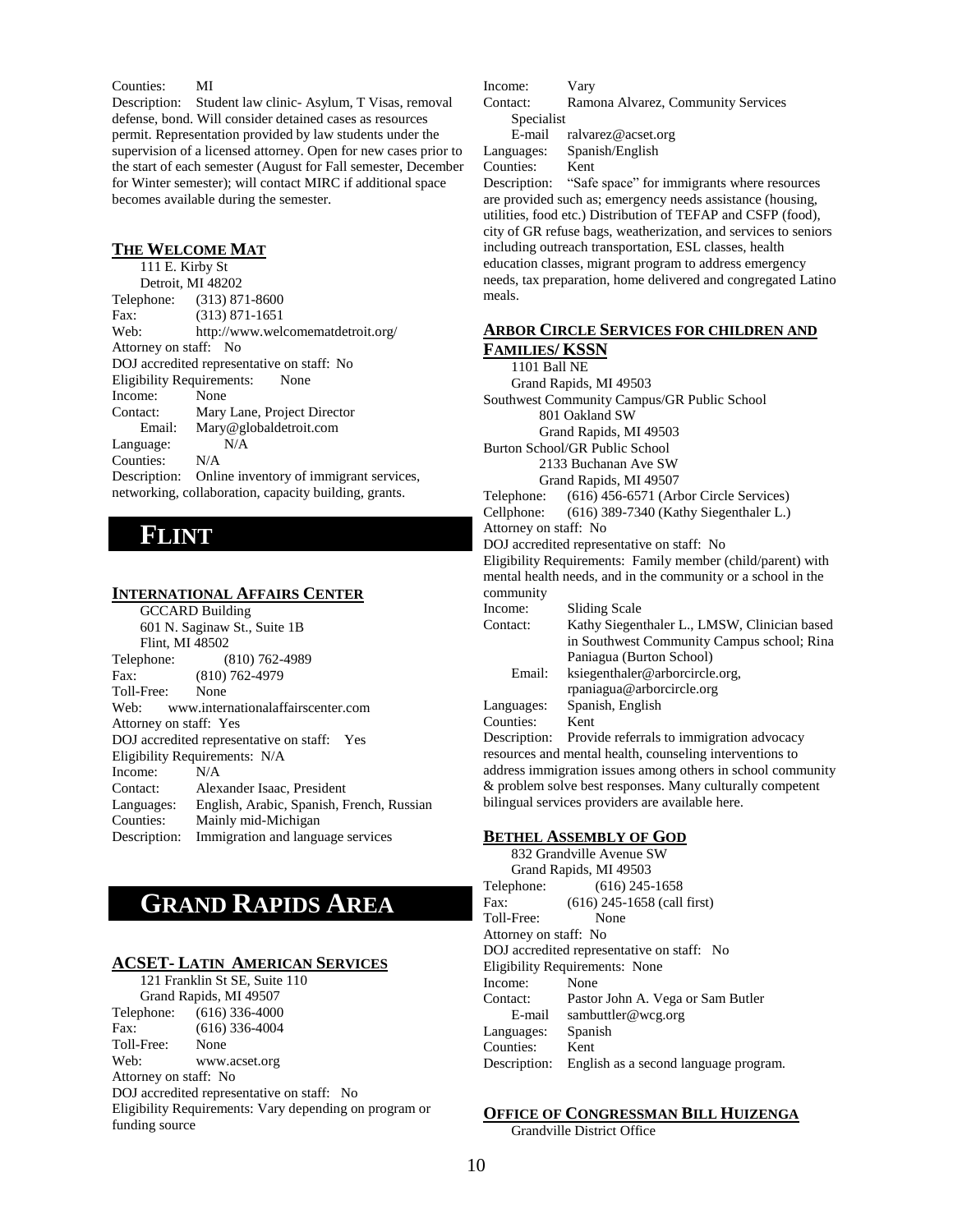Counties: MI

Description: Student law clinic- Asylum, T Visas, removal defense, bond. Will consider detained cases as resources permit. Representation provided by law students under the supervision of a licensed attorney. Open for new cases prior to the start of each semester (August for Fall semester, December for Winter semester); will contact MIRC if additional space becomes available during the semester.

### THE WELCOME MAT

111 E. Kirby St
Detroit, MI 48202

Telephone: (313) 871-8600
Fax: (313) 871-1651
Web: http://www.welcomematdetroit.org/
Attorney on staff: No
DOJ accredited representative on staff: No
Eligibility Requirements: None
Income: None
Contact: Mary Lane, Project Director
Email: Mary@globaldetroit.com
Language: N/A
Counties: N/A
Description: Online inventory of immigrant services, networking, collaboration, capacity building, grants.

## FLINT

### INTERNATIONAL AFFAIRS CENTER

GCCARD Building
601 N. Saginaw St., Suite 1B
Flint, MI 48502

Telephone: (810) 762-4989
Fax: (810) 762-4979
Toll-Free: None
Web: www.internationalaffairscenter.com
Attorney on staff: Yes
DOJ accredited representative on staff: Yes
Eligibility Requirements: N/A
Income: N/A
Contact: Alexander Isaac, President
Languages: English, Arabic, Spanish, French, Russian
Counties: Mainly mid-Michigan
Description: Immigration and language services

## GRAND RAPIDS AREA

### ACSET- LATIN AMERICAN SERVICES

121 Franklin St SE, Suite 110
Grand Rapids, MI 49507

Telephone: (616) 336-4000
Fax: (616) 336-4004
Toll-Free: None
Web: www.acset.org
Attorney on staff: No
DOJ accredited representative on staff: No
Eligibility Requirements: Vary depending on program or funding source
Income: Vary
Contact: Ramona Alvarez, Community Services Specialist
E-mail ralvarez@acset.org
Languages: Spanish/English
Counties: Kent
Description: "Safe space" for immigrants where resources are provided such as; emergency needs assistance (housing, utilities, food etc.) Distribution of TEFAP and CSFP (food), city of GR refuse bags, weatherization, and services to seniors including outreach transportation, ESL classes, health education classes, migrant program to address emergency needs, tax preparation, home delivered and congregated Latino meals.

### ARBOR CIRCLE SERVICES FOR CHILDREN AND FAMILIES/ KSSN

1101 Ball NE
Grand Rapids, MI 49503

Southwest Community Campus/GR Public School
801 Oakland SW
Grand Rapids, MI 49503

Burton School/GR Public School
2133 Buchanan Ave SW
Grand Rapids, MI 49507

Telephone: (616) 456-6571 (Arbor Circle Services)
Cellphone: (616) 389-7340 (Kathy Siegenthaler L.)
Attorney on staff: No
DOJ accredited representative on staff: No
Eligibility Requirements: Family member (child/parent) with mental health needs, and in the community or a school in the community
Income: Sliding Scale
Contact: Kathy Siegenthaler L., LMSW, Clinician based in Southwest Community Campus school; Rina Paniagua (Burton School)
Email: ksiegenthaler@arborcircle.org, rpaniagua@arborcircle.org
Languages: Spanish, English
Counties: Kent
Description: Provide referrals to immigration advocacy resources and mental health, counseling interventions to address immigration issues among others in school community & problem solve best responses. Many culturally competent bilingual services providers are available here.

### BETHEL ASSEMBLY OF GOD

832 Grandville Avenue SW
Grand Rapids, MI 49503

Telephone: (616) 245-1658
Fax: (616) 245-1658 (call first)
Toll-Free: None
Attorney on staff: No
DOJ accredited representative on staff: No
Eligibility Requirements: None
Income: None
Contact: Pastor John A. Vega or Sam Butler
E-mail sambuttler@wcg.org
Languages: Spanish
Counties: Kent
Description: English as a second language program.

### OFFICE OF CONGRESSMAN BILL HUIZENGA

Grandville District Office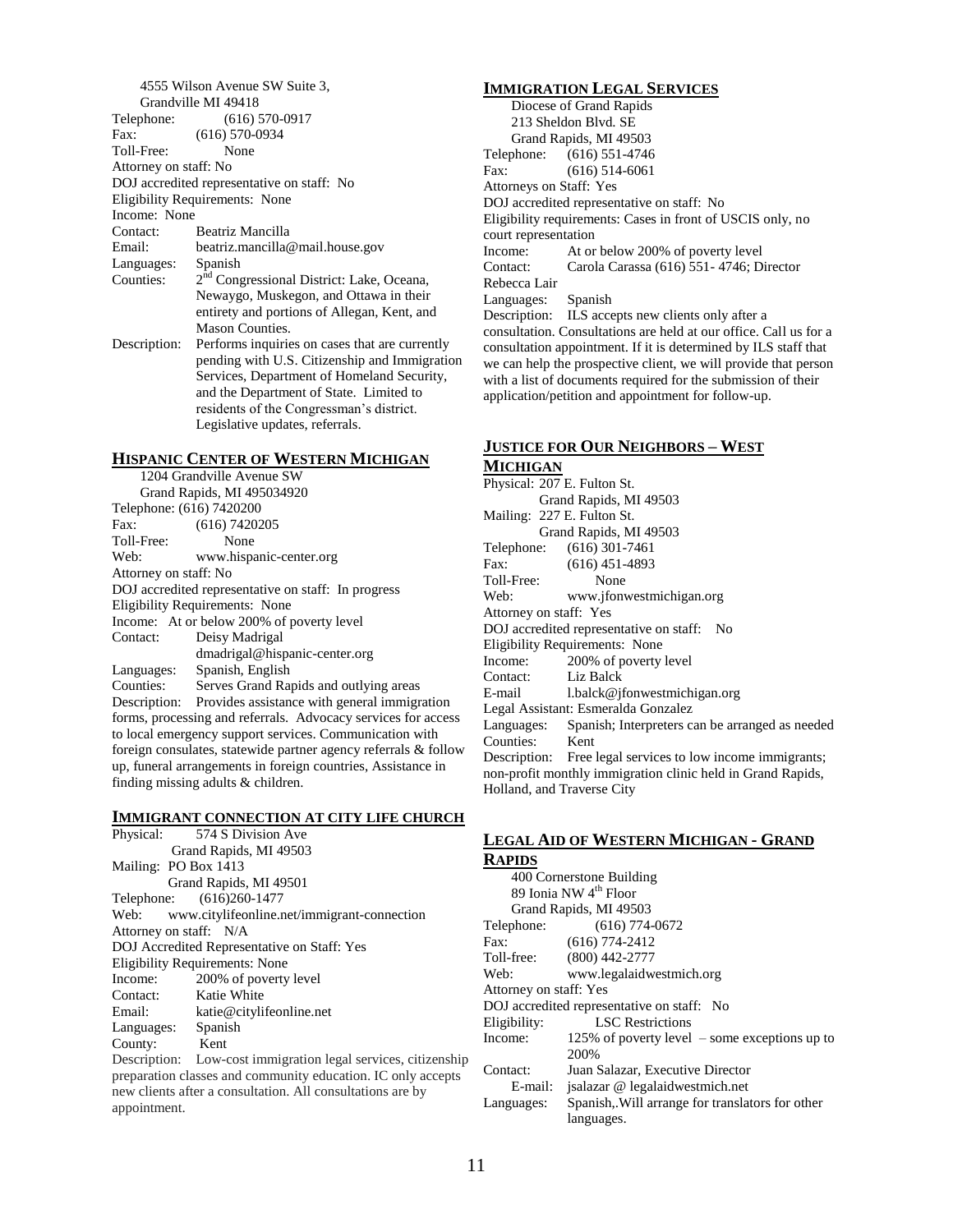4555 Wilson Avenue SW Suite 3,
Grandville MI 49418
Telephone: (616) 570-0917
Fax: (616) 570-0934
Toll-Free: None
Attorney on staff: No
DOJ accredited representative on staff: No
Eligibility Requirements: None
Income: None
Contact: Beatriz Mancilla
Email: beatriz.mancilla@mail.house.gov
Languages: Spanish
Counties: 2nd Congressional District: Lake, Oceana, Newaygo, Muskegon, and Ottawa in their entirety and portions of Allegan, Kent, and Mason Counties.
Description: Performs inquiries on cases that are currently pending with U.S. Citizenship and Immigration Services, Department of Homeland Security, and the Department of State. Limited to residents of the Congressman's district. Legislative updates, referrals.

## Hispanic Center of Western Michigan

1204 Grandville Avenue SW
Grand Rapids, MI 495034920
Telephone: (616) 7420200
Fax: (616) 7420205
Toll-Free: None
Web: www.hispanic-center.org
Attorney on staff: No
DOJ accredited representative on staff: In progress
Eligibility Requirements: None
Income: At or below 200% of poverty level
Contact: Deisy Madrigal
dmadrigal@hispanic-center.org
Languages: Spanish, English
Counties: Serves Grand Rapids and outlying areas
Description: Provides assistance with general immigration forms, processing and referrals. Advocacy services for access to local emergency support services. Communication with foreign consulates, statewide partner agency referrals & follow up, funeral arrangements in foreign countries, Assistance in finding missing adults & children.

## Immigrant connection at city life church

Physical: 574 S Division Ave
Grand Rapids, MI 49503
Mailing: PO Box 1413
Grand Rapids, MI 49501
Telephone: (616)260-1477
Web: www.citylifeonline.net/immigrant-connection
Attorney on staff: N/A
DOJ Accredited Representative on Staff: Yes
Eligibility Requirements: None
Income: 200% of poverty level
Contact: Katie White
Email: katie@citylifeonline.net
Languages: Spanish
County: Kent
Description: Low-cost immigration legal services, citizenship preparation classes and community education. IC only accepts new clients after a consultation. All consultations are by appointment.

## Immigration Legal Services

Diocese of Grand Rapids
213 Sheldon Blvd. SE
Grand Rapids, MI 49503
Telephone: (616) 551-4746
Fax: (616) 514-6061
Attorneys on Staff: Yes
DOJ accredited representative on staff: No
Eligibility requirements: Cases in front of USCIS only, no court representation
Income: At or below 200% of poverty level
Contact: Carola Carassa (616) 551- 4746; Director Rebecca Lair
Languages: Spanish
Description: ILS accepts new clients only after a consultation. Consultations are held at our office. Call us for a consultation appointment. If it is determined by ILS staff that we can help the prospective client, we will provide that person with a list of documents required for the submission of their application/petition and appointment for follow-up.

## Justice for Our Neighbors – West Michigan

Physical: 207 E. Fulton St.
Grand Rapids, MI 49503
Mailing: 227 E. Fulton St.
Grand Rapids, MI 49503
Telephone: (616) 301-7461
Fax: (616) 451-4893
Toll-Free: None
Web: www.jfonwestmichigan.org
Attorney on staff: Yes
DOJ accredited representative on staff: No
Eligibility Requirements: None
Income: 200% of poverty level
Contact: Liz Balck
E-mail l.balck@jfonwestmichigan.org
Legal Assistant: Esmeralda Gonzalez
Languages: Spanish; Interpreters can be arranged as needed
Counties: Kent
Description: Free legal services to low income immigrants; non-profit monthly immigration clinic held in Grand Rapids, Holland, and Traverse City

## Legal Aid of Western Michigan - Grand Rapids

400 Cornerstone Building
89 Ionia NW 4th Floor
Grand Rapids, MI 49503
Telephone: (616) 774-0672
Fax: (616) 774-2412
Toll-free: (800) 442-2777
Web: www.legalaidwestmich.org
Attorney on staff: Yes
DOJ accredited representative on staff: No
Eligibility: LSC Restrictions
Income: 125% of poverty level – some exceptions up to 200%
Contact: Juan Salazar, Executive Director
E-mail: jsalazar @ legalaidwestmich.net
Languages: Spanish,.Will arrange for translators for other languages.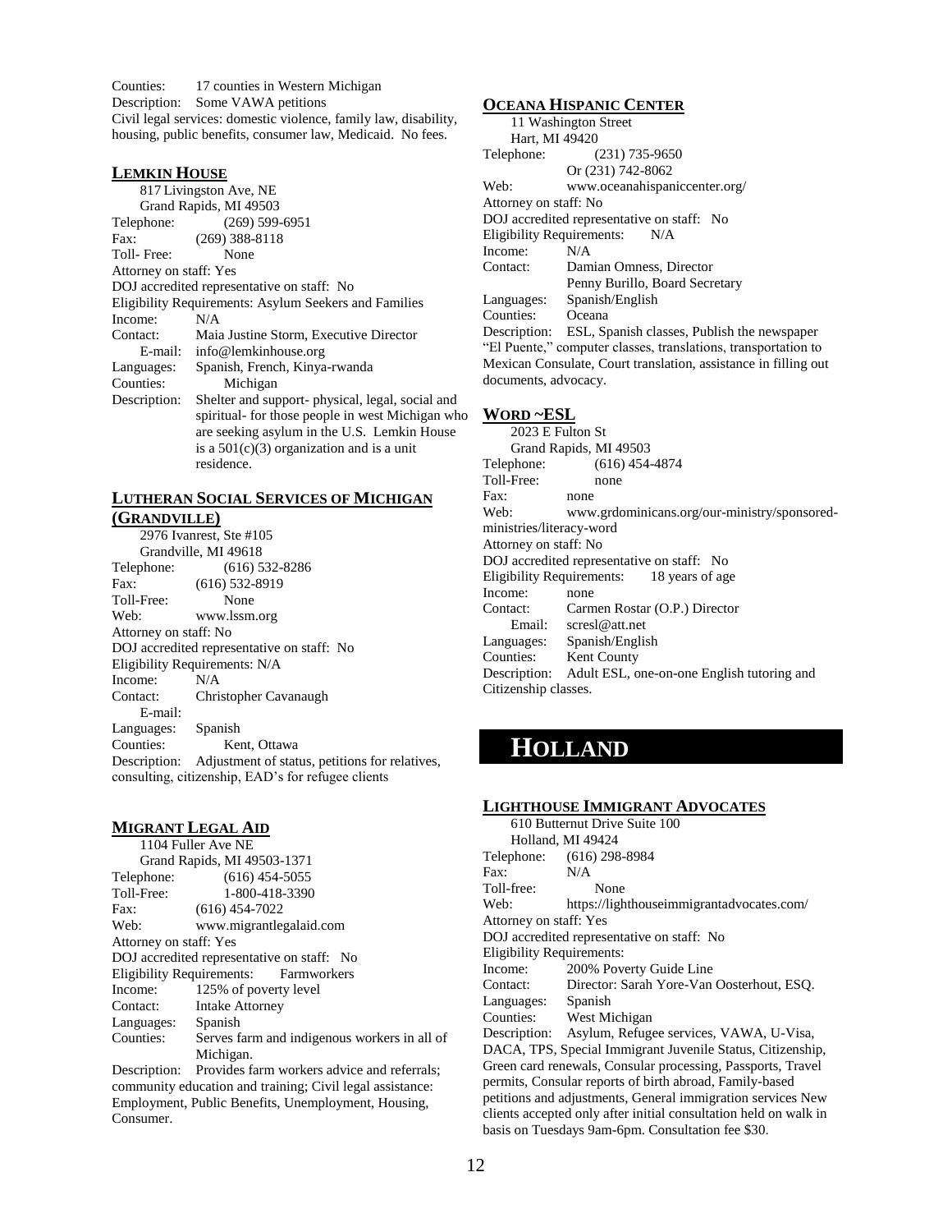Counties: 17 counties in Western Michigan
Description: Some VAWA petitions
Civil legal services: domestic violence, family law, disability, housing, public benefits, consumer law, Medicaid. No fees.

### LEMKIN HOUSE

817 Livingston Ave, NE
Grand Rapids, MI 49503
Telephone: (269) 599-6951
Fax: (269) 388-8118
Toll- Free: None
Attorney on staff: Yes
DOJ accredited representative on staff: No
Eligibility Requirements: Asylum Seekers and Families
Income: N/A
Contact: Maia Justine Storm, Executive Director
E-mail: info@lemkinhouse.org
Languages: Spanish, French, Kinya-rwanda
Counties: Michigan
Description: Shelter and support- physical, legal, social and spiritual- for those people in west Michigan who are seeking asylum in the U.S. Lemkin House is a 501(c)(3) organization and is a unit residence.

### LUTHERAN SOCIAL SERVICES OF MICHIGAN (GRANDVILLE)

2976 Ivanrest, Ste #105
Grandville, MI 49618
Telephone: (616) 532-8286
Fax: (616) 532-8919
Toll-Free: None
Web: www.lssm.org
Attorney on staff: No
DOJ accredited representative on staff: No
Eligibility Requirements: N/A
Income: N/A
Contact: Christopher Cavanaugh
E-mail:
Languages: Spanish
Counties: Kent, Ottawa
Description: Adjustment of status, petitions for relatives, consulting, citizenship, EAD's for refugee clients

### MIGRANT LEGAL AID

1104 Fuller Ave NE
Grand Rapids, MI 49503-1371
Telephone: (616) 454-5055
Toll-Free: 1-800-418-3390
Fax: (616) 454-7022
Web: www.migrantlegalaid.com
Attorney on staff: Yes
DOJ accredited representative on staff: No
Eligibility Requirements: Farmworkers
Income: 125% of poverty level
Contact: Intake Attorney
Languages: Spanish
Counties: Serves farm and indigenous workers in all of Michigan.
Description: Provides farm workers advice and referrals; community education and training; Civil legal assistance: Employment, Public Benefits, Unemployment, Housing, Consumer.

### OCEANA HISPANIC CENTER

11 Washington Street
Hart, MI 49420
Telephone: (231) 735-9650
Or (231) 742-8062
Web: www.oceanahispaniccenter.org/
Attorney on staff: No
DOJ accredited representative on staff: No
Eligibility Requirements: N/A
Income: N/A
Contact: Damian Omness, Director
Penny Burillo, Board Secretary
Languages: Spanish/English
Counties: Oceana
Description: ESL, Spanish classes, Publish the newspaper "El Puente," computer classes, translations, transportation to Mexican Consulate, Court translation, assistance in filling out documents, advocacy.

### WORD ~ESL

2023 E Fulton St
Grand Rapids, MI 49503
Telephone: (616) 454-4874
Toll-Free: none
Fax: none
Web: www.grdominicans.org/our-ministry/sponsored-ministries/literacy-word
Attorney on staff: No
DOJ accredited representative on staff: No
Eligibility Requirements: 18 years of age
Income: none
Contact: Carmen Rostar (O.P.) Director
Email: scresl@att.net
Languages: Spanish/English
Counties: Kent County
Description: Adult ESL, one-on-one English tutoring and Citizenship classes.

## HOLLAND

### LIGHTHOUSE IMMIGRANT ADVOCATES

610 Butternut Drive Suite 100
Holland, MI 49424
Telephone: (616) 298-8984
Fax: N/A
Toll-free: None
Web: https://lighthouseimmigrantadvocates.com/
Attorney on staff: Yes
DOJ accredited representative on staff: No
Eligibility Requirements:
Income: 200% Poverty Guide Line
Contact: Director: Sarah Yore-Van Oosterhout, ESQ.
Languages: Spanish
Counties: West Michigan
Description: Asylum, Refugee services, VAWA, U-Visa, DACA, TPS, Special Immigrant Juvenile Status, Citizenship, Green card renewals, Consular processing, Passports, Travel permits, Consular reports of birth abroad, Family-based petitions and adjustments, General immigration services New clients accepted only after initial consultation held on walk in basis on Tuesdays 9am-6pm. Consultation fee $30.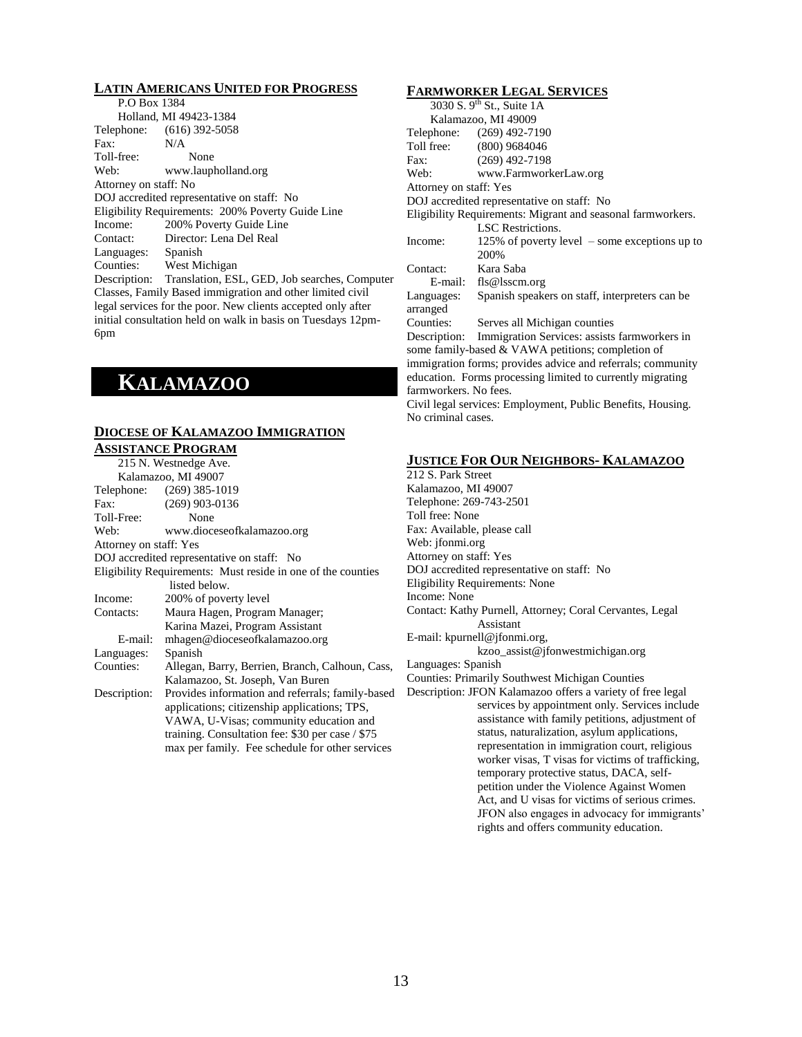### LATIN AMERICANS UNITED FOR PROGRESS

P.O Box 1384
Holland, MI 49423-1384
Telephone: (616) 392-5058
Fax: N/A
Toll-free: None
Web: www.laupholland.org
Attorney on staff: No
DOJ accredited representative on staff: No
Eligibility Requirements: 200% Poverty Guide Line
Income: 200% Poverty Guide Line
Contact: Director: Lena Del Real
Languages: Spanish
Counties: West Michigan
Description: Translation, ESL, GED, Job searches, Computer Classes, Family Based immigration and other limited civil legal services for the poor. New clients accepted only after initial consultation held on walk in basis on Tuesdays 12pm-6pm

# KALAMAZOO

### DIOCESE OF KALAMAZOO IMMIGRATION ASSISTANCE PROGRAM

215 N. Westnedge Ave.
Kalamazoo, MI 49007
Telephone: (269) 385-1019
Fax: (269) 903-0136
Toll-Free: None
Web: www.dioceseofkalamazoo.org
Attorney on staff: Yes
DOJ accredited representative on staff: No
Eligibility Requirements: Must reside in one of the counties listed below.
Income: 200% of poverty level
Contacts: Maura Hagen, Program Manager; Karina Mazei, Program Assistant
E-mail: mhagen@dioceseofkalamazoo.org
Languages: Spanish
Counties: Allegan, Barry, Berrien, Branch, Calhoun, Cass, Kalamazoo, St. Joseph, Van Buren
Description: Provides information and referrals; family-based applications; citizenship applications; TPS, VAWA, U-Visas; community education and training. Consultation fee: $30 per case / $75 max per family. Fee schedule for other services

### FARMWORKER LEGAL SERVICES

3030 S. 9th St., Suite 1A
Kalamazoo, MI 49009
Telephone: (269) 492-7190
Toll free: (800) 9684046
Fax: (269) 492-7198
Web: www.FarmworkerLaw.org
Attorney on staff: Yes
DOJ accredited representative on staff: No
Eligibility Requirements: Migrant and seasonal farmworkers. LSC Restrictions.
Income: 125% of poverty level – some exceptions up to 200%
Contact: Kara Saba
E-mail: fls@lsscm.org
Languages: Spanish speakers on staff, interpreters can be arranged
Counties: Serves all Michigan counties
Description: Immigration Services: assists farmworkers in some family-based & VAWA petitions; completion of immigration forms; provides advice and referrals; community education. Forms processing limited to currently migrating farmworkers. No fees.
Civil legal services: Employment, Public Benefits, Housing. No criminal cases.

### JUSTICE FOR OUR NEIGHBORS- KALAMAZOO

212 S. Park Street
Kalamazoo, MI 49007
Telephone: 269-743-2501
Toll free: None
Fax: Available, please call
Web: jfonmi.org
Attorney on staff: Yes
DOJ accredited representative on staff: No
Eligibility Requirements: None
Income: None
Contact: Kathy Purnell, Attorney; Coral Cervantes, Legal Assistant
E-mail: kpurnell@jfonmi.org, kzoo_assist@jfonwestmichigan.org
Languages: Spanish
Counties: Primarily Southwest Michigan Counties
Description: JFON Kalamazoo offers a variety of free legal services by appointment only. Services include assistance with family petitions, adjustment of status, naturalization, asylum applications, representation in immigration court, religious worker visas, T visas for victims of trafficking, temporary protective status, DACA, self-petition under the Violence Against Women Act, and U visas for victims of serious crimes. JFON also engages in advocacy for immigrants' rights and offers community education.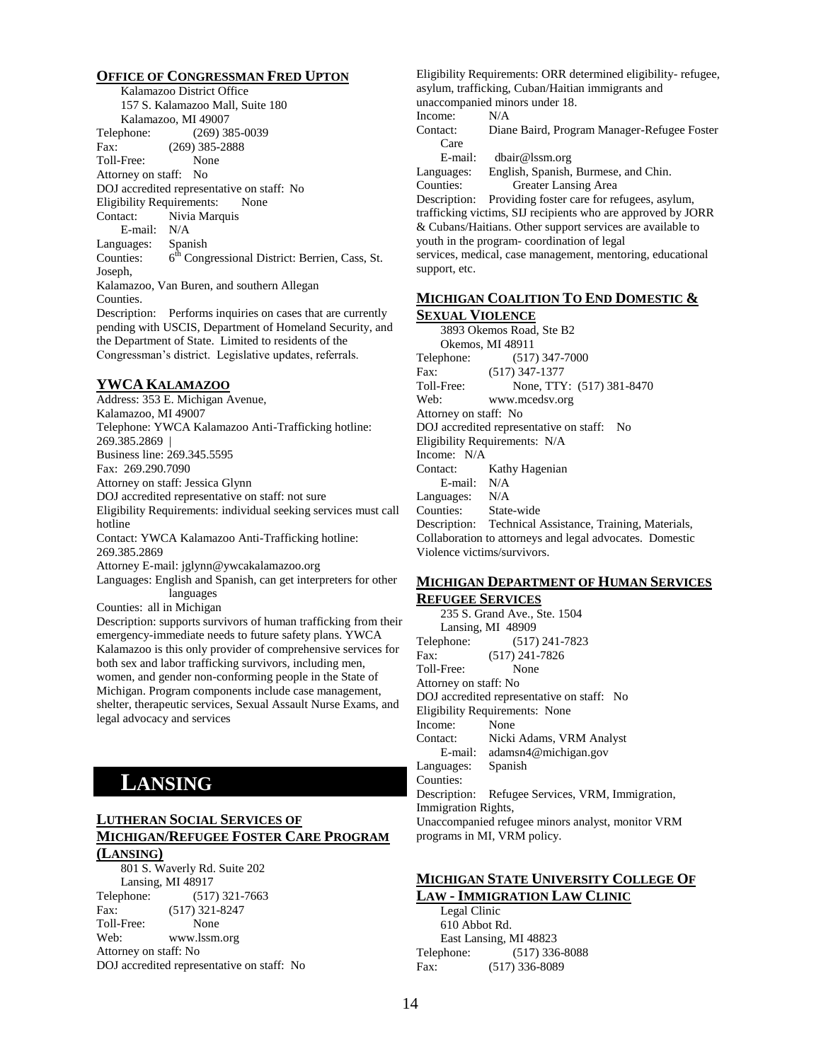### OFFICE OF CONGRESSMAN FRED UPTON

Kalamazoo District Office
157 S. Kalamazoo Mall, Suite 180
Kalamazoo, MI 49007
Telephone: (269) 385-0039
Fax: (269) 385-2888
Toll-Free: None
Attorney on staff: No
DOJ accredited representative on staff: No
Eligibility Requirements: None
Contact: Nivia Marquis
E-mail: N/A
Languages: Spanish
Counties: 6th Congressional District: Berrien, Cass, St. Joseph,
Kalamazoo, Van Buren, and southern Allegan Counties.
Description: Performs inquiries on cases that are currently pending with USCIS, Department of Homeland Security, and the Department of State. Limited to residents of the Congressman's district. Legislative updates, referrals.

### YWCA KALAMAZOO

Address: 353 E. Michigan Avenue,
Kalamazoo, MI 49007
Telephone: YWCA Kalamazoo Anti-Trafficking hotline: 269.385.2869 |
Business line: 269.345.5595
Fax: 269.290.7090
Attorney on staff: Jessica Glynn
DOJ accredited representative on staff: not sure
Eligibility Requirements: individual seeking services must call hotline
Contact: YWCA Kalamazoo Anti-Trafficking hotline: 269.385.2869
Attorney E-mail: jglynn@ywcakalamazoo.org
Languages: English and Spanish, can get interpreters for other languages
Counties: all in Michigan
Description: supports survivors of human trafficking from their emergency-immediate needs to future safety plans. YWCA Kalamazoo is this only provider of comprehensive services for both sex and labor trafficking survivors, including men, women, and gender non-conforming people in the State of Michigan. Program components include case management, shelter, therapeutic services, Sexual Assault Nurse Exams, and legal advocacy and services

## LANSING

### LUTHERAN SOCIAL SERVICES OF MICHIGAN/REFUGEE FOSTER CARE PROGRAM (LANSING)

801 S. Waverly Rd. Suite 202
Lansing, MI 48917
Telephone: (517) 321-7663
Fax: (517) 321-8247
Toll-Free: None
Web: www.lssm.org
Attorney on staff: No
DOJ accredited representative on staff: No
Eligibility Requirements: ORR determined eligibility- refugee, asylum, trafficking, Cuban/Haitian immigrants and unaccompanied minors under 18.
Income: N/A
Contact: Diane Baird, Program Manager-Refugee Foster Care
E-mail: dbair@lssm.org
Languages: English, Spanish, Burmese, and Chin.
Counties: Greater Lansing Area
Description: Providing foster care for refugees, asylum, trafficking victims, SIJ recipients who are approved by JORR & Cubans/Haitians. Other support services are available to youth in the program- coordination of legal services, medical, case management, mentoring, educational support, etc.

### MICHIGAN COALITION TO END DOMESTIC & SEXUAL VIOLENCE

3893 Okemos Road, Ste B2
Okemos, MI 48911
Telephone: (517) 347-7000
Fax: (517) 347-1377
Toll-Free: None, TTY: (517) 381-8470
Web: www.mcedsv.org
Attorney on staff: No
DOJ accredited representative on staff: No
Eligibility Requirements: N/A
Income: N/A
Contact: Kathy Hagenian
E-mail: N/A
Languages: N/A
Counties: State-wide
Description: Technical Assistance, Training, Materials, Collaboration to attorneys and legal advocates. Domestic Violence victims/survivors.

### MICHIGAN DEPARTMENT OF HUMAN SERVICES REFUGEE SERVICES

235 S. Grand Ave., Ste. 1504
Lansing, MI 48909
Telephone: (517) 241-7823
Fax: (517) 241-7826
Toll-Free: None
Attorney on staff: No
DOJ accredited representative on staff: No
Eligibility Requirements: None
Income: None
Contact: Nicki Adams, VRM Analyst
E-mail: adamsn4@michigan.gov
Languages: Spanish
Counties:
Description: Refugee Services, VRM, Immigration, Immigration Rights,
Unaccompanied refugee minors analyst, monitor VRM programs in MI, VRM policy.

### MICHIGAN STATE UNIVERSITY COLLEGE OF LAW - IMMIGRATION LAW CLINIC

Legal Clinic
610 Abbot Rd.
East Lansing, MI 48823
Telephone: (517) 336-8088
Fax: (517) 336-8089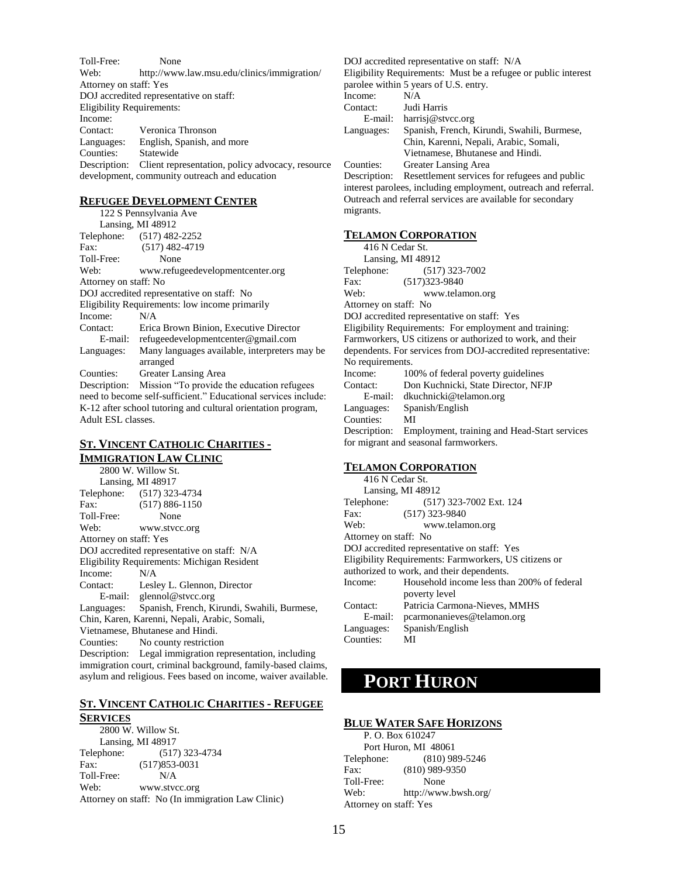Toll-Free: None
Web: http://www.law.msu.edu/clinics/immigration/
Attorney on staff: Yes
DOJ accredited representative on staff:
Eligibility Requirements:
Income:
Contact: Veronica Thronson
Languages: English, Spanish, and more
Counties: Statewide
Description: Client representation, policy advocacy, resource development, community outreach and education

### REFUGEE DEVELOPMENT CENTER

122 S Pennsylvania Ave
Lansing, MI 48912
Telephone: (517) 482-2252
Fax: (517) 482-4719
Toll-Free: None
Web: www.refugeedevelopmentcenter.org
Attorney on staff: No
DOJ accredited representative on staff: No
Eligibility Requirements: low income primarily
Income: N/A
Contact: Erica Brown Binion, Executive Director
E-mail: refugeedevelopmentcenter@gmail.com
Languages: Many languages available, interpreters may be arranged
Counties: Greater Lansing Area
Description: Mission "To provide the education refugees need to become self-sufficient." Educational services include: K-12 after school tutoring and cultural orientation program, Adult ESL classes.

### ST. VINCENT CATHOLIC CHARITIES - IMMIGRATION LAW CLINIC

2800 W. Willow St.
Lansing, MI 48917
Telephone: (517) 323-4734
Fax: (517) 886-1150
Toll-Free: None
Web: www.stvcc.org
Attorney on staff: Yes
DOJ accredited representative on staff: N/A
Eligibility Requirements: Michigan Resident
Income: N/A
Contact: Lesley L. Glennon, Director
E-mail: glennol@stvcc.org
Languages: Spanish, French, Kirundi, Swahili, Burmese, Chin, Karen, Karenni, Nepali, Arabic, Somali, Vietnamese, Bhutanese and Hindi.
Counties: No county restriction
Description: Legal immigration representation, including immigration court, criminal background, family-based claims, asylum and religious. Fees based on income, waiver available.

### ST. VINCENT CATHOLIC CHARITIES - REFUGEE SERVICES

2800 W. Willow St.
Lansing, MI 48917
Telephone: (517) 323-4734
Fax: (517)853-0031
Toll-Free: N/A
Web: www.stvcc.org
Attorney on staff: No (In immigration Law Clinic)
DOJ accredited representative on staff: N/A
Eligibility Requirements: Must be a refugee or public interest parolee within 5 years of U.S. entry.
Income: N/A
Contact: Judi Harris
E-mail: harrisj@stvcc.org
Languages: Spanish, French, Kirundi, Swahili, Burmese, Chin, Karenni, Nepali, Arabic, Somali, Vietnamese, Bhutanese and Hindi.
Counties: Greater Lansing Area
Description: Resettlement services for refugees and public interest parolees, including employment, outreach and referral. Outreach and referral services are available for secondary migrants.

### TELAMON CORPORATION

416 N Cedar St.
Lansing, MI 48912
Telephone: (517) 323-7002
Fax: (517)323-9840
Web: www.telamon.org
Attorney on staff: No
DOJ accredited representative on staff: Yes
Eligibility Requirements: For employment and training: Farmworkers, US citizens or authorized to work, and their dependents. For services from DOJ-accredited representative: No requirements.
Income: 100% of federal poverty guidelines
Contact: Don Kuchnicki, State Director, NFJP
E-mail: dkuchnicki@telamon.org
Languages: Spanish/English
Counties: MI
Description: Employment, training and Head-Start services for migrant and seasonal farmworkers.

### TELAMON CORPORATION

416 N Cedar St.
Lansing, MI 48912
Telephone: (517) 323-7002 Ext. 124
Fax: (517) 323-9840
Web: www.telamon.org
Attorney on staff: No
DOJ accredited representative on staff: Yes
Eligibility Requirements: Farmworkers, US citizens or authorized to work, and their dependents.
Income: Household income less than 200% of federal poverty level
Contact: Patricia Carmona-Nieves, MMHS
E-mail: pcarmonanieves@telamon.org
Languages: Spanish/English
Counties: MI

# PORT HURON

### BLUE WATER SAFE HORIZONS

P. O. Box 610247
Port Huron, MI 48061
Telephone: (810) 989-5246
Fax: (810) 989-9350
Toll-Free: None
Web: http://www.bwsh.org/
Attorney on staff: Yes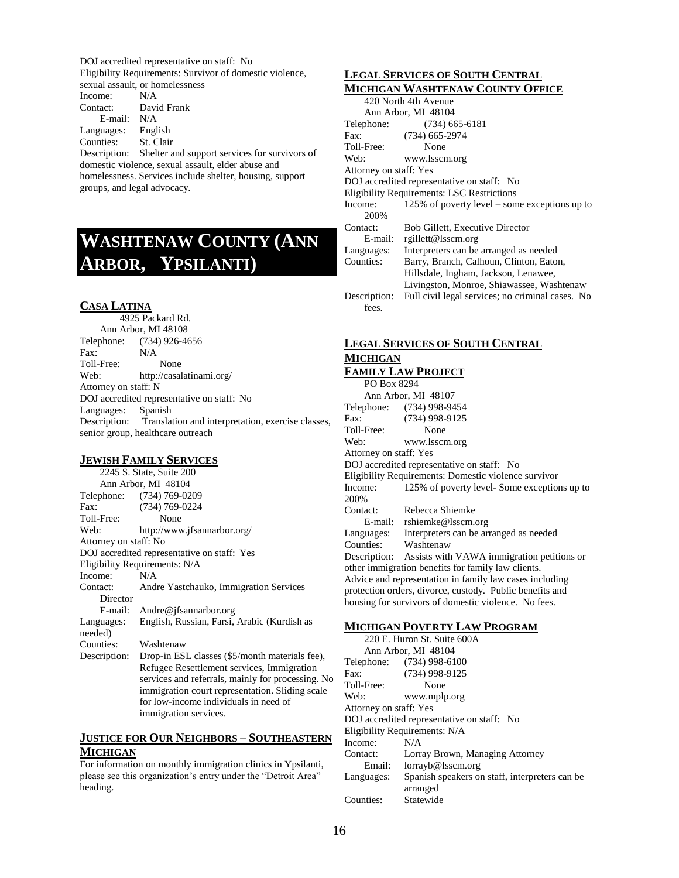DOJ accredited representative on staff: No
Eligibility Requirements: Survivor of domestic violence, sexual assault, or homelessness
Income: N/A
Contact: David Frank
E-mail: N/A
Languages: English
Counties: St. Clair
Description: Shelter and support services for survivors of domestic violence, sexual assault, elder abuse and homelessness. Services include shelter, housing, support groups, and legal advocacy.

# WASHTENAW COUNTY (ANN ARBOR, YPSILANTI)

### CASA LATINA

4925 Packard Rd.
Ann Arbor, MI 48108
Telephone: (734) 926-4656
Fax: N/A
Toll-Free: None
Web: http://casalatinami.org/
Attorney on staff: N
DOJ accredited representative on staff: No
Languages: Spanish
Description: Translation and interpretation, exercise classes, senior group, healthcare outreach

### JEWISH FAMILY SERVICES

2245 S. State, Suite 200
Ann Arbor, MI 48104
Telephone: (734) 769-0209
Fax: (734) 769-0224
Toll-Free: None
Web: http://www.jfsannarbor.org/
Attorney on staff: No
DOJ accredited representative on staff: Yes
Eligibility Requirements: N/A
Income: N/A
Contact: Andre Yastchauko, Immigration Services Director
E-mail: Andre@jfsannarbor.org
Languages: English, Russian, Farsi, Arabic (Kurdish as needed)
Counties: Washtenaw
Description: Drop-in ESL classes ($5/month materials fee), Refugee Resettlement services, Immigration services and referrals, mainly for processing. No immigration court representation. Sliding scale for low-income individuals in need of immigration services.

### JUSTICE FOR OUR NEIGHBORS – SOUTHEASTERN MICHIGAN

For information on monthly immigration clinics in Ypsilanti, please see this organization's entry under the "Detroit Area" heading.

### LEGAL SERVICES OF SOUTH CENTRAL MICHIGAN WASHTENAW COUNTY OFFICE

420 North 4th Avenue
Ann Arbor, MI 48104
Telephone: (734) 665-6181
Fax: (734) 665-2974
Toll-Free: None
Web: www.lsscm.org
Attorney on staff: Yes
DOJ accredited representative on staff: No
Eligibility Requirements: LSC Restrictions
Income: 125% of poverty level – some exceptions up to 200%
Contact: Bob Gillett, Executive Director
E-mail: rgillett@lsscm.org
Languages: Interpreters can be arranged as needed
Counties: Barry, Branch, Calhoun, Clinton, Eaton, Hillsdale, Ingham, Jackson, Lenawee, Livingston, Monroe, Shiawassee, Washtenaw
Description: Full civil legal services; no criminal cases. No fees.

### LEGAL SERVICES OF SOUTH CENTRAL MICHIGAN FAMILY LAW PROJECT

PO Box 8294
Ann Arbor, MI 48107
Telephone: (734) 998-9454
Fax: (734) 998-9125
Toll-Free: None
Web: www.lsscm.org
Attorney on staff: Yes
DOJ accredited representative on staff: No
Eligibility Requirements: Domestic violence survivor
Income: 125% of poverty level- Some exceptions up to 200%
Contact: Rebecca Shiemke
E-mail: rshiemke@lsscm.org
Languages: Interpreters can be arranged as needed
Counties: Washtenaw
Description: Assists with VAWA immigration petitions or other immigration benefits for family law clients. Advice and representation in family law cases including protection orders, divorce, custody. Public benefits and housing for survivors of domestic violence. No fees.

### MICHIGAN POVERTY LAW PROGRAM

220 E. Huron St. Suite 600A
Ann Arbor, MI 48104
Telephone: (734) 998-6100
Fax: (734) 998-9125
Toll-Free: None
Web: www.mplp.org
Attorney on staff: Yes
DOJ accredited representative on staff: No
Eligibility Requirements: N/A
Income: N/A
Contact: Lorray Brown, Managing Attorney
Email: lorrayb@lsscm.org
Languages: Spanish speakers on staff, interpreters can be arranged
Counties: Statewide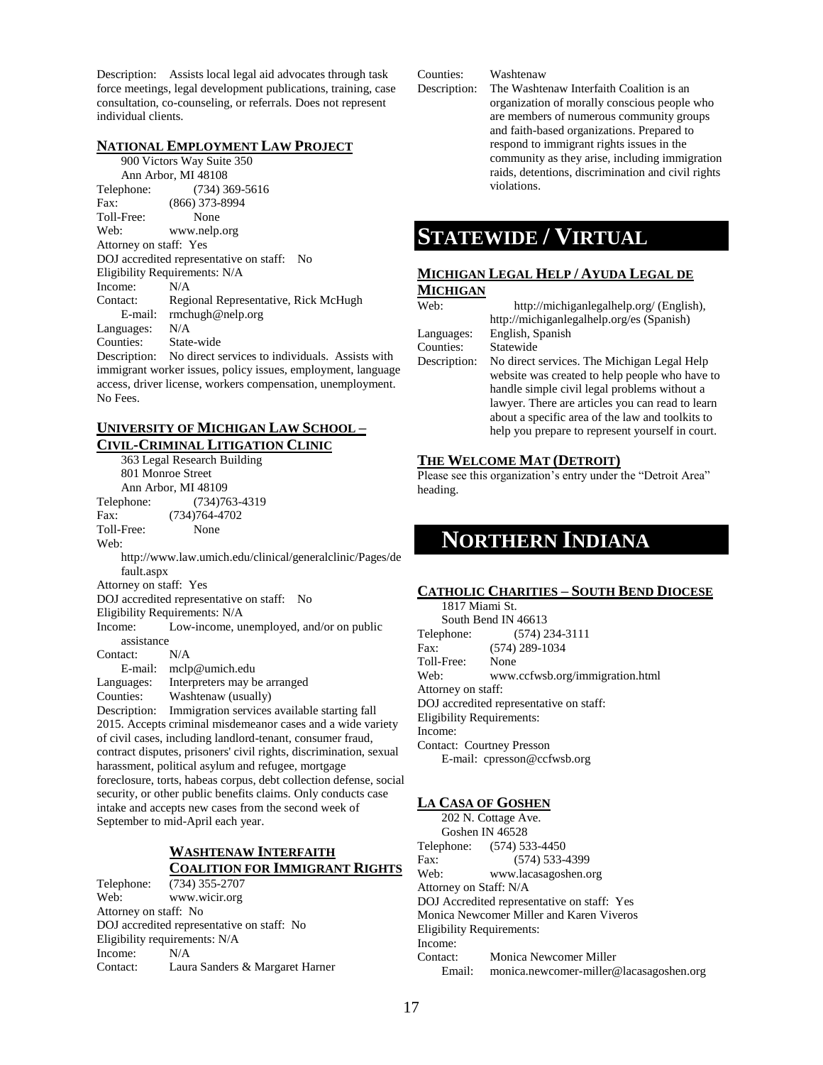Description: Assists local legal aid advocates through task force meetings, legal development publications, training, case consultation, co-counseling, or referrals. Does not represent individual clients.

### NATIONAL EMPLOYMENT LAW PROJECT

900 Victors Way Suite 350
Ann Arbor, MI 48108
Telephone: (734) 369-5616
Fax: (866) 373-8994
Toll-Free: None
Web: www.nelp.org
Attorney on staff: Yes
DOJ accredited representative on staff: No
Eligibility Requirements: N/A
Income: N/A
Contact: Regional Representative, Rick McHugh
E-mail: rmchugh@nelp.org
Languages: N/A
Counties: State-wide
Description: No direct services to individuals. Assists with immigrant worker issues, policy issues, employment, language access, driver license, workers compensation, unemployment. No Fees.

### UNIVERSITY OF MICHIGAN LAW SCHOOL – CIVIL-CRIMINAL LITIGATION CLINIC

363 Legal Research Building
801 Monroe Street
Ann Arbor, MI 48109
Telephone: (734)763-4319
Fax: (734)764-4702
Toll-Free: None
Web: http://www.law.umich.edu/clinical/generalclinic/Pages/default.aspx
Attorney on staff: Yes
DOJ accredited representative on staff: No
Eligibility Requirements: N/A
Income: Low-income, unemployed, and/or on public assistance
Contact: N/A
E-mail: mclp@umich.edu
Languages: Interpreters may be arranged
Counties: Washtenaw (usually)
Description: Immigration services available starting fall 2015. Accepts criminal misdemeanor cases and a wide variety of civil cases, including landlord-tenant, consumer fraud, contract disputes, prisoners' civil rights, discrimination, sexual harassment, political asylum and refugee, mortgage foreclosure, torts, habeas corpus, debt collection defense, social security, or other public benefits claims. Only conducts case intake and accepts new cases from the second week of September to mid-April each year.

### WASHTENAW INTERFAITH COALITION FOR IMMIGRANT RIGHTS

Telephone: (734) 355-2707
Web: www.wicir.org
Attorney on staff: No
DOJ accredited representative on staff: No
Eligibility requirements: N/A
Income: N/A
Contact: Laura Sanders & Margaret Harner
Counties: Washtenaw
Description: The Washtenaw Interfaith Coalition is an organization of morally conscious people who are members of numerous community groups and faith-based organizations. Prepared to respond to immigrant rights issues in the community as they arise, including immigration raids, detentions, discrimination and civil rights violations.

# STATEWIDE / VIRTUAL

### MICHIGAN LEGAL HELP / AYUDA LEGAL DE MICHIGAN

Web: http://michiganlegalhelp.org/ (English), http://michiganlegalhelp.org/es (Spanish)
Languages: English, Spanish
Counties: Statewide
Description: No direct services. The Michigan Legal Help website was created to help people who have to handle simple civil legal problems without a lawyer. There are articles you can read to learn about a specific area of the law and toolkits to help you prepare to represent yourself in court.

### THE WELCOME MAT (DETROIT)

Please see this organization's entry under the "Detroit Area" heading.

# NORTHERN INDIANA

### CATHOLIC CHARITIES – SOUTH BEND DIOCESE

1817 Miami St.
South Bend IN 46613
Telephone: (574) 234-3111
Fax: (574) 289-1034
Toll-Free: None
Web: www.ccfwsb.org/immigration.html
Attorney on staff:
DOJ accredited representative on staff:
Eligibility Requirements:
Income:
Contact: Courtney Presson
E-mail: cpresson@ccfwsb.org

### LA CASA OF GOSHEN

202 N. Cottage Ave.
Goshen IN 46528
Telephone: (574) 533-4450
Fax: (574) 533-4399
Web: www.lacasagoshen.org
Attorney on Staff: N/A
DOJ Accredited representative on staff: Yes
Monica Newcomer Miller and Karen Viveros
Eligibility Requirements:
Income:
Contact: Monica Newcomer Miller
Email: monica.newcomer-miller@lacasagoshen.org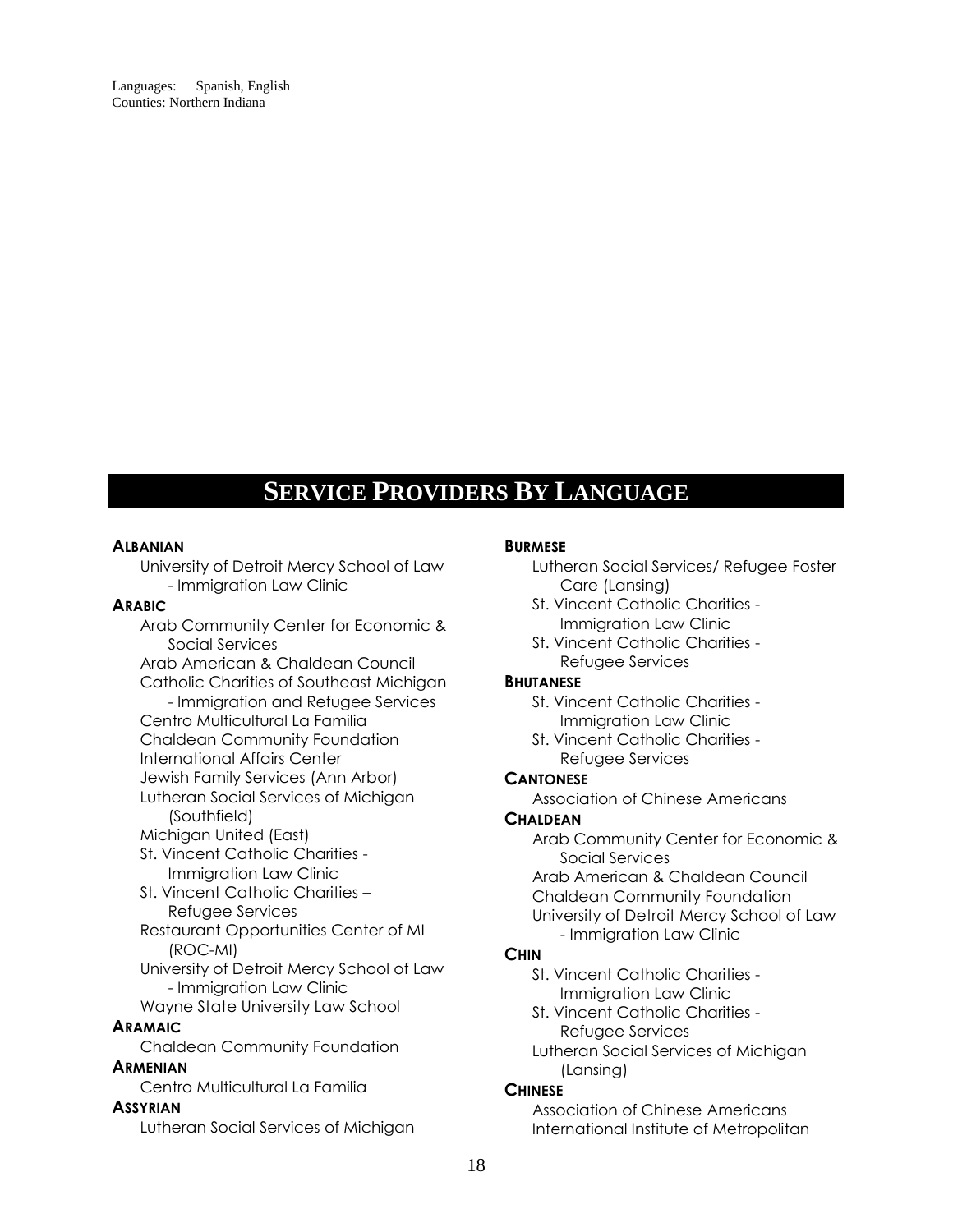Languages: Spanish, English
Counties: Northern Indiana

# SERVICE PROVIDERS BY LANGUAGE

**ALBANIAN**

- University of Detroit Mercy School of Law - Immigration Law Clinic

**ARABIC**

- Arab Community Center for Economic & Social Services
- Arab American & Chaldean Council
- Catholic Charities of Southeast Michigan - Immigration and Refugee Services
- Centro Multicultural La Familia
- Chaldean Community Foundation
- International Affairs Center
- Jewish Family Services (Ann Arbor)
- Lutheran Social Services of Michigan (Southfield)
- Michigan United (East)
- St. Vincent Catholic Charities - Immigration Law Clinic
- St. Vincent Catholic Charities – Refugee Services
- Restaurant Opportunities Center of MI (ROC-MI)
- University of Detroit Mercy School of Law - Immigration Law Clinic
- Wayne State University Law School

**ARAMAIC**

- Chaldean Community Foundation

**ARMENIAN**

- Centro Multicultural La Familia

**ASSYRIAN**

- Lutheran Social Services of Michigan

**BURMESE**

- Lutheran Social Services/ Refugee Foster Care (Lansing)
- St. Vincent Catholic Charities - Immigration Law Clinic
- St. Vincent Catholic Charities - Refugee Services

**BHUTANESE**

- St. Vincent Catholic Charities - Immigration Law Clinic
- St. Vincent Catholic Charities - Refugee Services

**CANTONESE**

- Association of Chinese Americans

**CHALDEAN**

- Arab Community Center for Economic & Social Services
- Arab American & Chaldean Council
- Chaldean Community Foundation
- University of Detroit Mercy School of Law - Immigration Law Clinic

**CHIN**

- St. Vincent Catholic Charities - Immigration Law Clinic
- St. Vincent Catholic Charities - Refugee Services
- Lutheran Social Services of Michigan (Lansing)

**CHINESE**

- Association of Chinese Americans
- International Institute of Metropolitan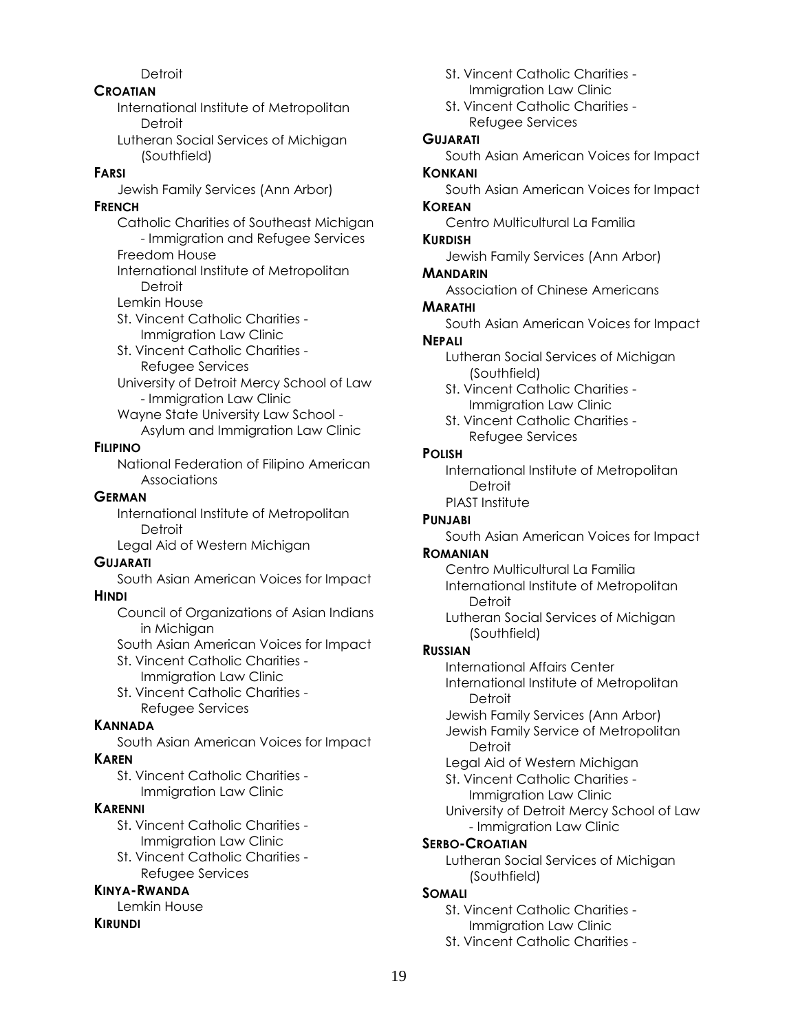Detroit

**CROATIAN**

- International Institute of Metropolitan Detroit
- Lutheran Social Services of Michigan (Southfield)

**FARSI**

- Jewish Family Services (Ann Arbor)

**FRENCH**

- Catholic Charities of Southeast Michigan - Immigration and Refugee Services
- Freedom House
- International Institute of Metropolitan Detroit
- Lemkin House
- St. Vincent Catholic Charities - Immigration Law Clinic
- St. Vincent Catholic Charities - Refugee Services
- University of Detroit Mercy School of Law - Immigration Law Clinic
- Wayne State University Law School - Asylum and Immigration Law Clinic

**FILIPINO**

- National Federation of Filipino American Associations

**GERMAN**

- International Institute of Metropolitan Detroit
- Legal Aid of Western Michigan

**GUJARATI**

- South Asian American Voices for Impact

**HINDI**

- Council of Organizations of Asian Indians in Michigan
- South Asian American Voices for Impact
- St. Vincent Catholic Charities - Immigration Law Clinic
- St. Vincent Catholic Charities - Refugee Services

**KANNADA**

- South Asian American Voices for Impact

**KAREN**

- St. Vincent Catholic Charities - Immigration Law Clinic

**KARENNI**

- St. Vincent Catholic Charities - Immigration Law Clinic
- St. Vincent Catholic Charities - Refugee Services

**KINYA-RWANDA**

- Lemkin House

**KIRUNDI**

- St. Vincent Catholic Charities - Immigration Law Clinic
- St. Vincent Catholic Charities - Refugee Services

**GUJARATI**

- South Asian American Voices for Impact

**KONKANI**

- South Asian American Voices for Impact

**KOREAN**

- Centro Multicultural La Familia

**KURDISH**

- Jewish Family Services (Ann Arbor)

**MANDARIN**

- Association of Chinese Americans

**MARATHI**

- South Asian American Voices for Impact

**NEPALI**

- Lutheran Social Services of Michigan (Southfield)
- St. Vincent Catholic Charities - Immigration Law Clinic
- St. Vincent Catholic Charities - Refugee Services

**POLISH**

- International Institute of Metropolitan Detroit
- PIAST Institute

**PUNJABI**

- South Asian American Voices for Impact

**ROMANIAN**

- Centro Multicultural La Familia
- International Institute of Metropolitan Detroit
- Lutheran Social Services of Michigan (Southfield)

**RUSSIAN**

- International Affairs Center
- International Institute of Metropolitan Detroit
- Jewish Family Services (Ann Arbor)
- Jewish Family Service of Metropolitan Detroit
- Legal Aid of Western Michigan
- St. Vincent Catholic Charities - Immigration Law Clinic
- University of Detroit Mercy School of Law - Immigration Law Clinic

**SERBO-CROATIAN**

- Lutheran Social Services of Michigan (Southfield)

**SOMALI**

- St. Vincent Catholic Charities - Immigration Law Clinic
- St. Vincent Catholic Charities -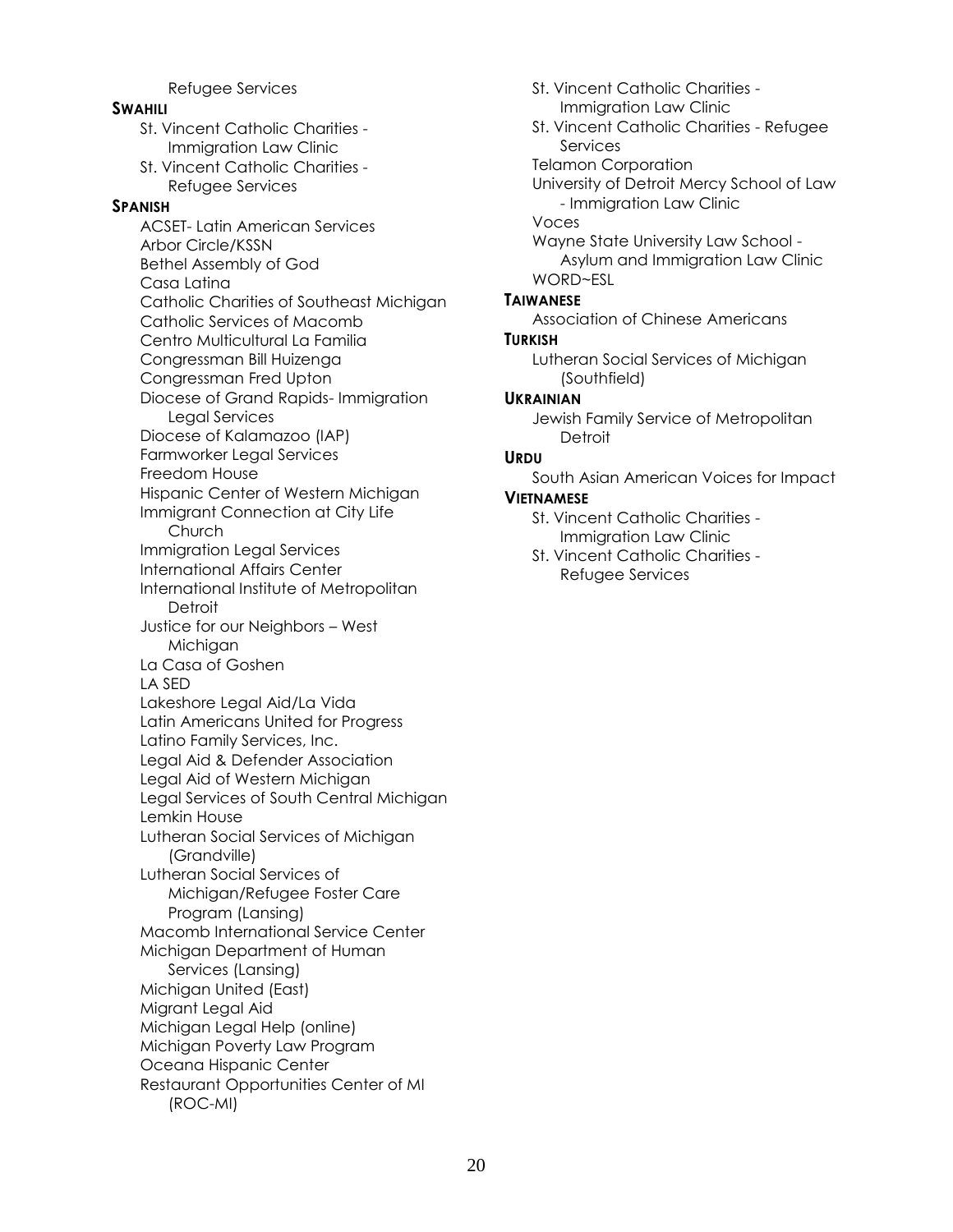Refugee Services

**SWAHILI**

- St. Vincent Catholic Charities - Immigration Law Clinic
- St. Vincent Catholic Charities - Refugee Services

**SPANISH**

- ACSET- Latin American Services
- Arbor Circle/KSSN
- Bethel Assembly of God
- Casa Latina
- Catholic Charities of Southeast Michigan
- Catholic Services of Macomb
- Centro Multicultural La Familia
- Congressman Bill Huizenga
- Congressman Fred Upton
- Diocese of Grand Rapids- Immigration Legal Services
- Diocese of Kalamazoo (IAP)
- Farmworker Legal Services
- Freedom House
- Hispanic Center of Western Michigan
- Immigrant Connection at City Life Church
- Immigration Legal Services
- International Affairs Center
- International Institute of Metropolitan Detroit
- Justice for our Neighbors – West Michigan
- La Casa of Goshen
- LA SED
- Lakeshore Legal Aid/La Vida
- Latin Americans United for Progress
- Latino Family Services, Inc.
- Legal Aid & Defender Association
- Legal Aid of Western Michigan
- Legal Services of South Central Michigan
- Lemkin House
- Lutheran Social Services of Michigan (Grandville)
- Lutheran Social Services of Michigan/Refugee Foster Care Program (Lansing)
- Macomb International Service Center
- Michigan Department of Human Services (Lansing)
- Michigan United (East)
- Migrant Legal Aid
- Michigan Legal Help (online)
- Michigan Poverty Law Program
- Oceana Hispanic Center
- Restaurant Opportunities Center of MI (ROC-MI)
- St. Vincent Catholic Charities - Immigration Law Clinic
- St. Vincent Catholic Charities - Refugee Services
- Telamon Corporation
- University of Detroit Mercy School of Law - Immigration Law Clinic
- Voces
- Wayne State University Law School - Asylum and Immigration Law Clinic
- WORD~ESL

**TAIWANESE**

- Association of Chinese Americans

**TURKISH**

- Lutheran Social Services of Michigan (Southfield)

**UKRAINIAN**

- Jewish Family Service of Metropolitan Detroit

**URDU**

- South Asian American Voices for Impact

**VIETNAMESE**

- St. Vincent Catholic Charities - Immigration Law Clinic
- St. Vincent Catholic Charities - Refugee Services